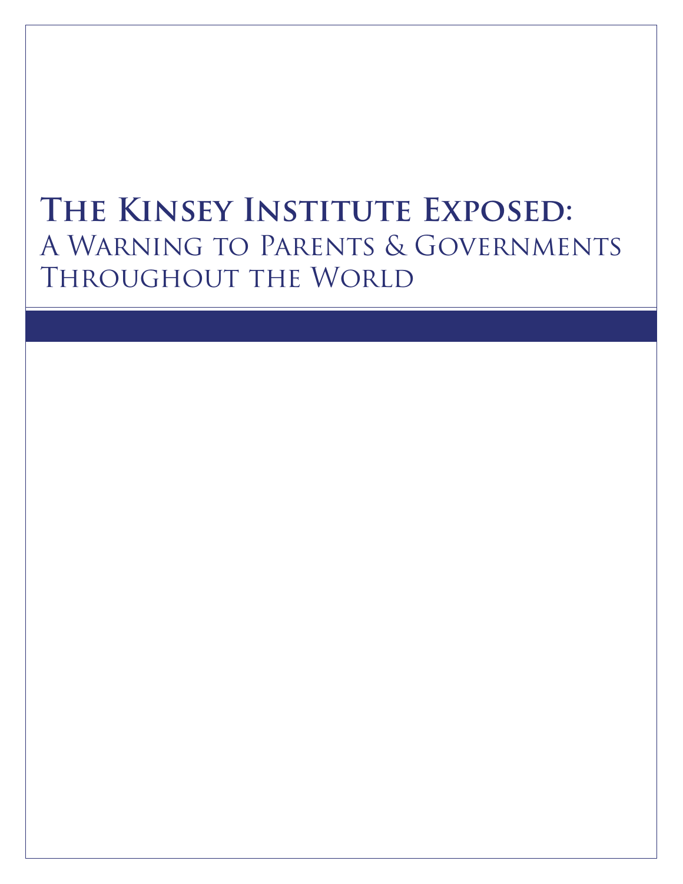# The Kinsey Institute Exposed:
## A Warning to Parents & Governments Throughout the World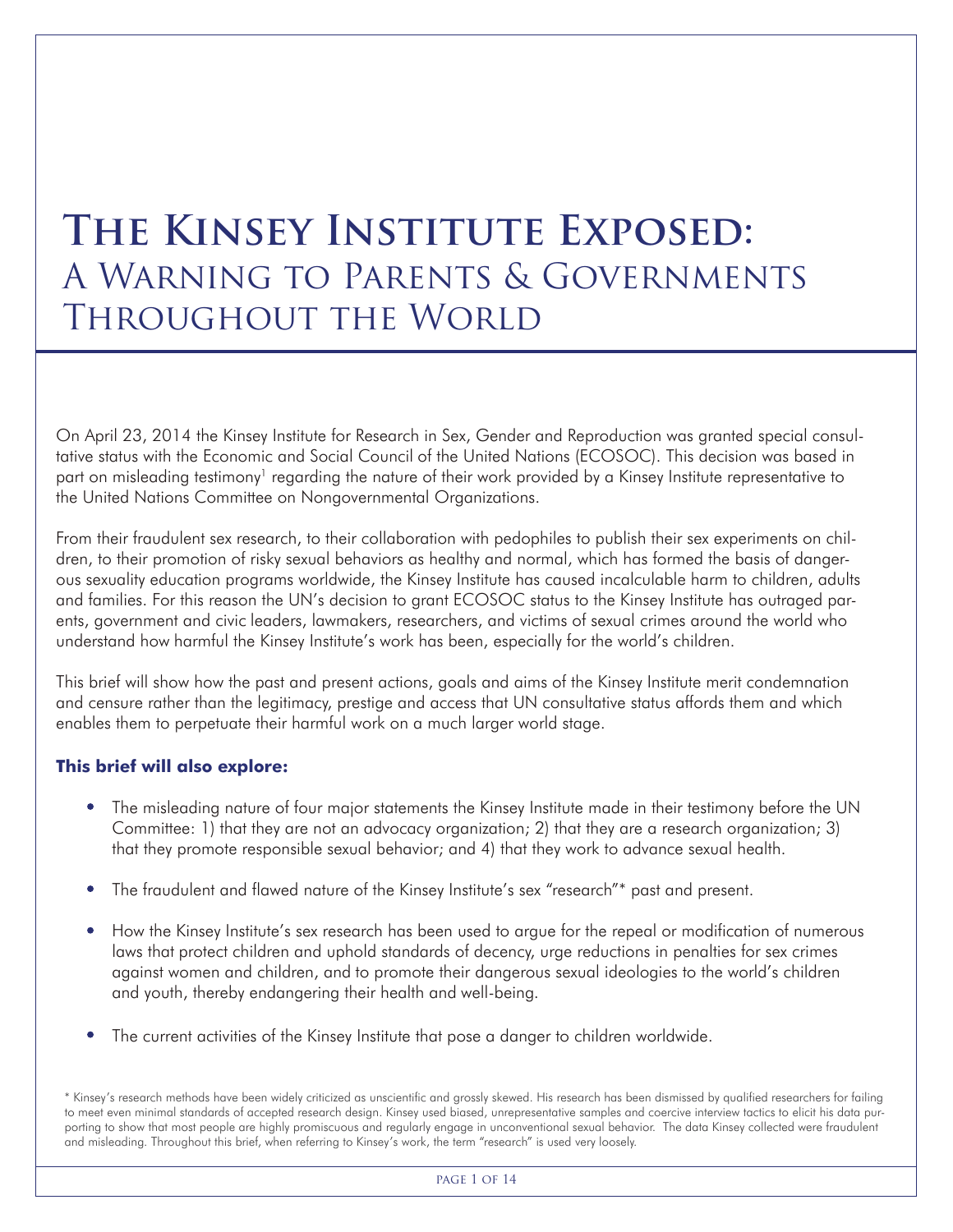# The Kinsey Institute Exposed:
## A Warning to Parents & Governments Throughout the World

On April 23, 2014 the Kinsey Institute for Research in Sex, Gender and Reproduction was granted special consultative status with the Economic and Social Council of the United Nations (ECOSOC). This decision was based in part on misleading testimony[1] regarding the nature of their work provided by a Kinsey Institute representative to the United Nations Committee on Nongovernmental Organizations.

From their fraudulent sex research, to their collaboration with pedophiles to publish their sex experiments on children, to their promotion of risky sexual behaviors as healthy and normal, which has formed the basis of dangerous sexuality education programs worldwide, the Kinsey Institute has caused incalculable harm to children, adults and families. For this reason the UN's decision to grant ECOSOC status to the Kinsey Institute has outraged parents, government and civic leaders, lawmakers, researchers, and victims of sexual crimes around the world who understand how harmful the Kinsey Institute's work has been, especially for the world's children.

This brief will show how the past and present actions, goals and aims of the Kinsey Institute merit condemnation and censure rather than the legitimacy, prestige and access that UN consultative status affords them and which enables them to perpetuate their harmful work on a much larger world stage.

**This brief will also explore:**

- The misleading nature of four major statements the Kinsey Institute made in their testimony before the UN Committee: 1) that they are not an advocacy organization; 2) that they are a research organization; 3) that they promote responsible sexual behavior; and 4) that they work to advance sexual health.
- The fraudulent and flawed nature of the Kinsey Institute's sex "research"* past and present.
- How the Kinsey Institute's sex research has been used to argue for the repeal or modification of numerous laws that protect children and uphold standards of decency, urge reductions in penalties for sex crimes against women and children, and to promote their dangerous sexual ideologies to the world's children and youth, thereby endangering their health and well-being.
- The current activities of the Kinsey Institute that pose a danger to children worldwide.

\* Kinsey's research methods have been widely criticized as unscientific and grossly skewed. His research has been dismissed by qualified researchers for failing to meet even minimal standards of accepted research design. Kinsey used biased, unrepresentative samples and coercive interview tactics to elicit his data purporting to show that most people are highly promiscuous and regularly engage in unconventional sexual behavior. The data Kinsey collected were fraudulent and misleading. Throughout this brief, when referring to Kinsey's work, the term "research" is used very loosely.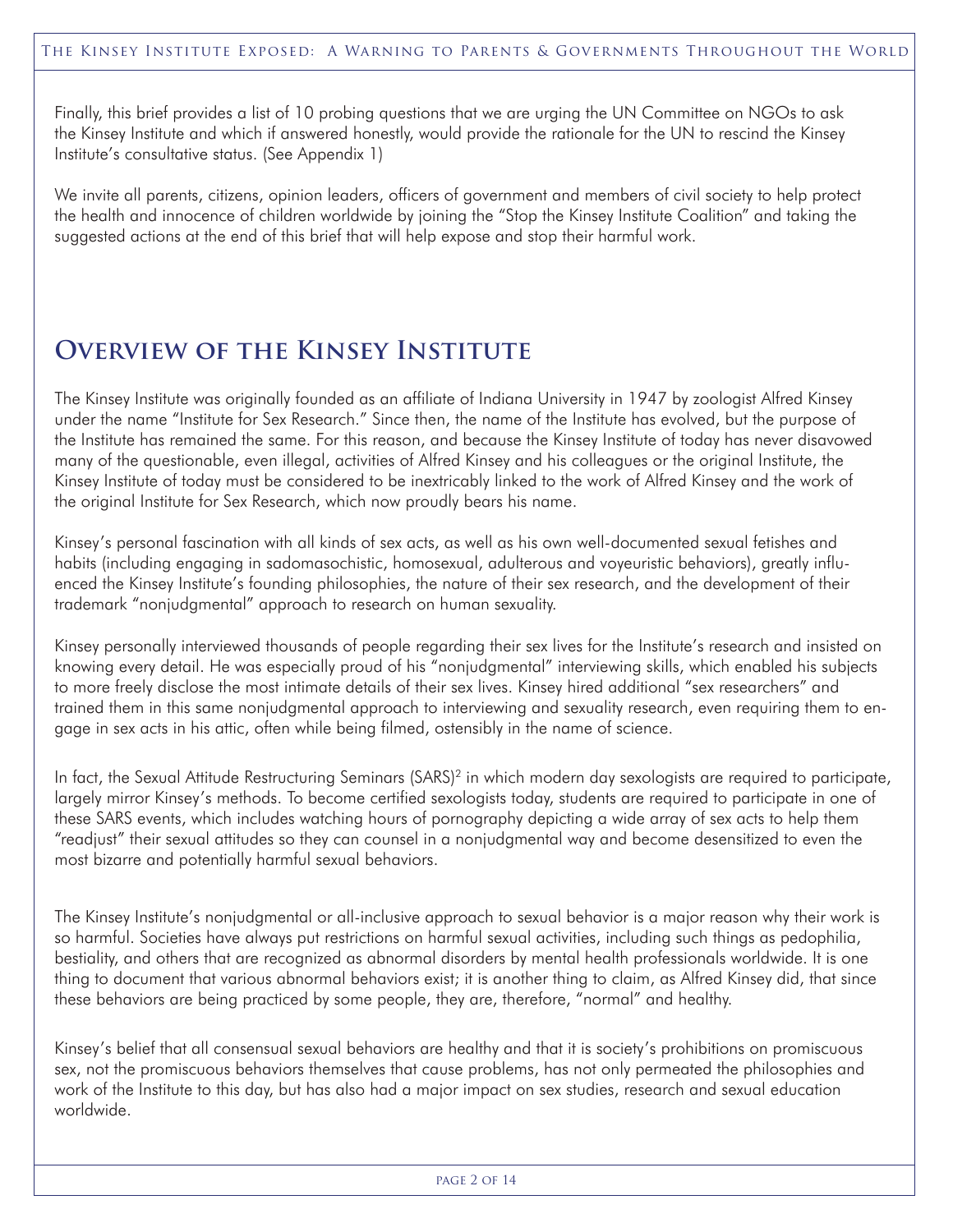Finally, this brief provides a list of 10 probing questions that we are urging the UN Committee on NGOs to ask the Kinsey Institute and which if answered honestly, would provide the rationale for the UN to rescind the Kinsey Institute's consultative status. (See Appendix 1)

We invite all parents, citizens, opinion leaders, officers of government and members of civil society to help protect the health and innocence of children worldwide by joining the "Stop the Kinsey Institute Coalition" and taking the suggested actions at the end of this brief that will help expose and stop their harmful work.

## Overview of the Kinsey Institute

The Kinsey Institute was originally founded as an affiliate of Indiana University in 1947 by zoologist Alfred Kinsey under the name "Institute for Sex Research." Since then, the name of the Institute has evolved, but the purpose of the Institute has remained the same. For this reason, and because the Kinsey Institute of today has never disavowed many of the questionable, even illegal, activities of Alfred Kinsey and his colleagues or the original Institute, the Kinsey Institute of today must be considered to be inextricably linked to the work of Alfred Kinsey and the work of the original Institute for Sex Research, which now proudly bears his name.

Kinsey's personal fascination with all kinds of sex acts, as well as his own well-documented sexual fetishes and habits (including engaging in sadomasochistic, homosexual, adulterous and voyeuristic behaviors), greatly influenced the Kinsey Institute's founding philosophies, the nature of their sex research, and the development of their trademark "nonjudgmental" approach to research on human sexuality.

Kinsey personally interviewed thousands of people regarding their sex lives for the Institute's research and insisted on knowing every detail. He was especially proud of his "nonjudgmental" interviewing skills, which enabled his subjects to more freely disclose the most intimate details of their sex lives. Kinsey hired additional "sex researchers" and trained them in this same nonjudgmental approach to interviewing and sexuality research, even requiring them to engage in sex acts in his attic, often while being filmed, ostensibly in the name of science.

In fact, the Sexual Attitude Restructuring Seminars (SARS)[2] in which modern day sexologists are required to participate, largely mirror Kinsey's methods. To become certified sexologists today, students are required to participate in one of these SARS events, which includes watching hours of pornography depicting a wide array of sex acts to help them "readjust" their sexual attitudes so they can counsel in a nonjudgmental way and become desensitized to even the most bizarre and potentially harmful sexual behaviors.

The Kinsey Institute's nonjudgmental or all-inclusive approach to sexual behavior is a major reason why their work is so harmful. Societies have always put restrictions on harmful sexual activities, including such things as pedophilia, bestiality, and others that are recognized as abnormal disorders by mental health professionals worldwide. It is one thing to document that various abnormal behaviors exist; it is another thing to claim, as Alfred Kinsey did, that since these behaviors are being practiced by some people, they are, therefore, "normal" and healthy.

Kinsey's belief that all consensual sexual behaviors are healthy and that it is society's prohibitions on promiscuous sex, not the promiscuous behaviors themselves that cause problems, has not only permeated the philosophies and work of the Institute to this day, but has also had a major impact on sex studies, research and sexual education worldwide.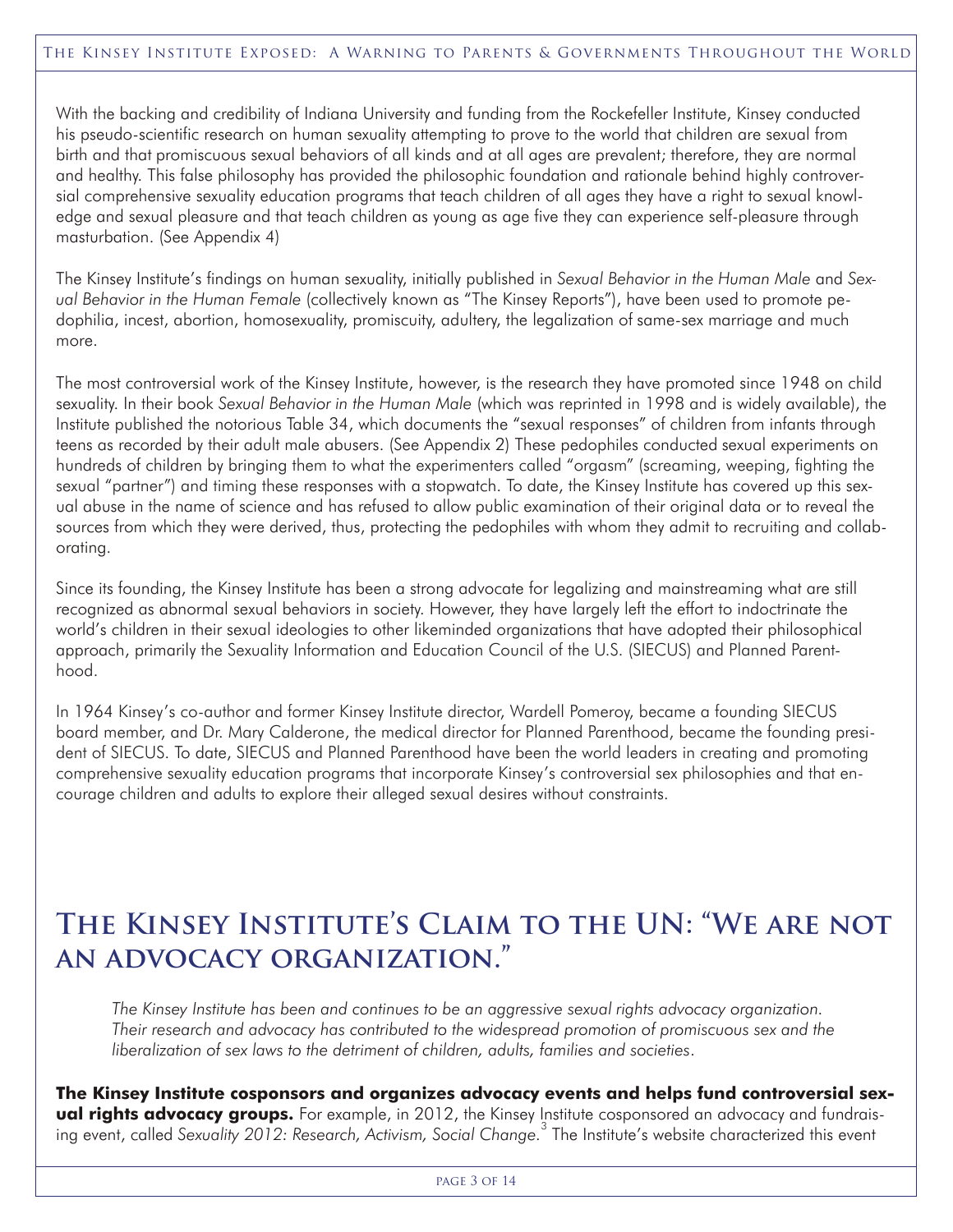With the backing and credibility of Indiana University and funding from the Rockefeller Institute, Kinsey conducted his pseudo-scientific research on human sexuality attempting to prove to the world that children are sexual from birth and that promiscuous sexual behaviors of all kinds and at all ages are prevalent; therefore, they are normal and healthy. This false philosophy has provided the philosophic foundation and rationale behind highly controversial comprehensive sexuality education programs that teach children of all ages they have a right to sexual knowledge and sexual pleasure and that teach children as young as age five they can experience self-pleasure through masturbation. (See Appendix 4)

The Kinsey Institute's findings on human sexuality, initially published in *Sexual Behavior in the Human Male* and *Sexual Behavior in the Human Female* (collectively known as "The Kinsey Reports"), have been used to promote pedophilia, incest, abortion, homosexuality, promiscuity, adultery, the legalization of same-sex marriage and much more.

The most controversial work of the Kinsey Institute, however, is the research they have promoted since 1948 on child sexuality. In their book *Sexual Behavior in the Human Male* (which was reprinted in 1998 and is widely available), the Institute published the notorious Table 34, which documents the "sexual responses" of children from infants through teens as recorded by their adult male abusers. (See Appendix 2) These pedophiles conducted sexual experiments on hundreds of children by bringing them to what the experimenters called "orgasm" (screaming, weeping, fighting the sexual "partner") and timing these responses with a stopwatch. To date, the Kinsey Institute has covered up this sexual abuse in the name of science and has refused to allow public examination of their original data or to reveal the sources from which they were derived, thus, protecting the pedophiles with whom they admit to recruiting and collaborating.

Since its founding, the Kinsey Institute has been a strong advocate for legalizing and mainstreaming what are still recognized as abnormal sexual behaviors in society. However, they have largely left the effort to indoctrinate the world's children in their sexual ideologies to other likeminded organizations that have adopted their philosophical approach, primarily the Sexuality Information and Education Council of the U.S. (SIECUS) and Planned Parenthood.

In 1964 Kinsey's co-author and former Kinsey Institute director, Wardell Pomeroy, became a founding SIECUS board member, and Dr. Mary Calderone, the medical director for Planned Parenthood, became the founding president of SIECUS. To date, SIECUS and Planned Parenthood have been the world leaders in creating and promoting comprehensive sexuality education programs that incorporate Kinsey's controversial sex philosophies and that encourage children and adults to explore their alleged sexual desires without constraints.

## The Kinsey Institute's Claim to the UN: "We are not an advocacy organization."

*The Kinsey Institute has been and continues to be an aggressive sexual rights advocacy organization. Their research and advocacy has contributed to the widespread promotion of promiscuous sex and the liberalization of sex laws to the detriment of children, adults, families and societies.*

**The Kinsey Institute cosponsors and organizes advocacy events and helps fund controversial sexual rights advocacy groups.** For example, in 2012, the Kinsey Institute cosponsored an advocacy and fundraising event, called *Sexuality 2012: Research, Activism, Social Change.*[3] The Institute's website characterized this event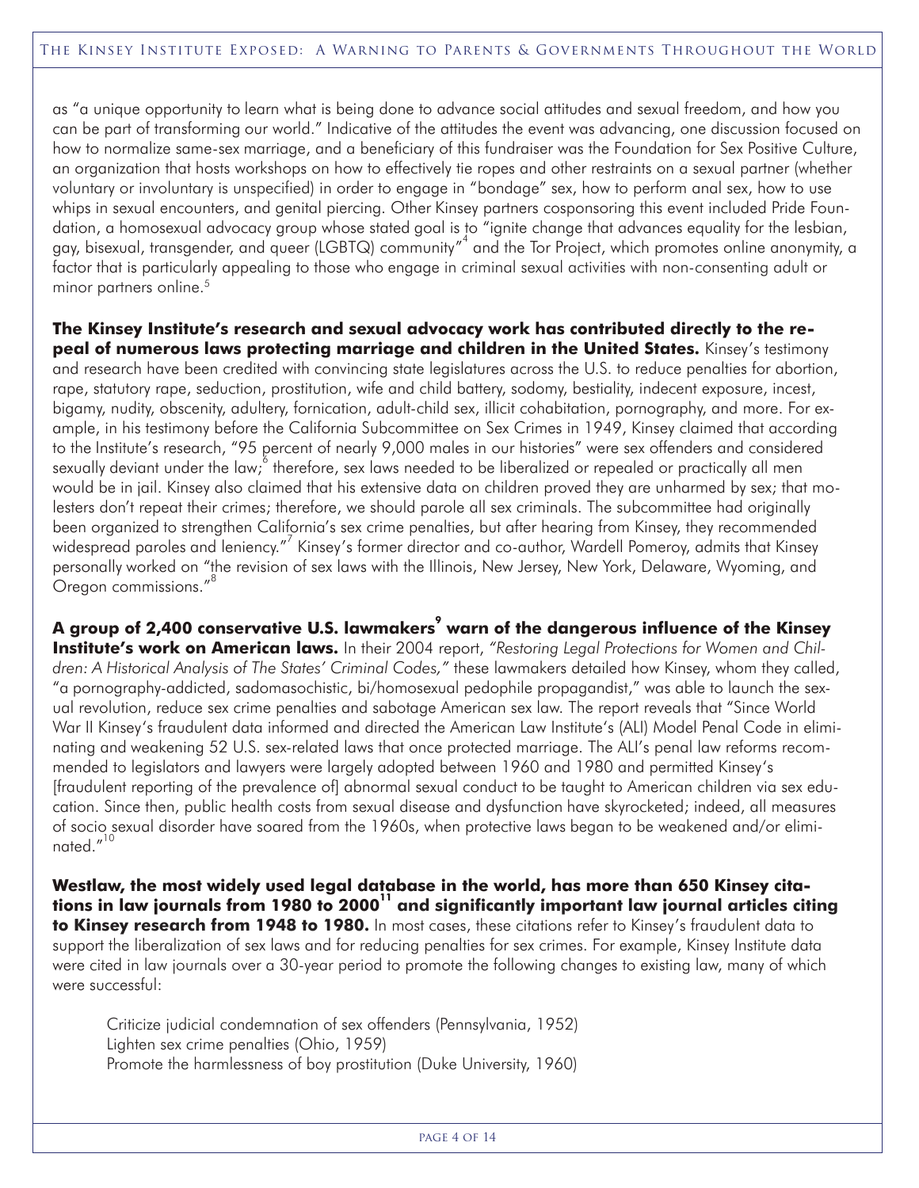as "a unique opportunity to learn what is being done to advance social attitudes and sexual freedom, and how you can be part of transforming our world." Indicative of the attitudes the event was advancing, one discussion focused on how to normalize same-sex marriage, and a beneficiary of this fundraiser was the Foundation for Sex Positive Culture, an organization that hosts workshops on how to effectively tie ropes and other restraints on a sexual partner (whether voluntary or involuntary is unspecified) in order to engage in "bondage" sex, how to perform anal sex, how to use whips in sexual encounters, and genital piercing. Other Kinsey partners cosponsoring this event included Pride Foundation, a homosexual advocacy group whose stated goal is to "ignite change that advances equality for the lesbian, gay, bisexual, transgender, and queer (LGBTQ) community"[4] and the Tor Project, which promotes online anonymity, a factor that is particularly appealing to those who engage in criminal sexual activities with non-consenting adult or minor partners online.[5]

**The Kinsey Institute's research and sexual advocacy work has contributed directly to the repeal of numerous laws protecting marriage and children in the United States.** Kinsey's testimony and research have been credited with convincing state legislatures across the U.S. to reduce penalties for abortion, rape, statutory rape, seduction, prostitution, wife and child battery, sodomy, bestiality, indecent exposure, incest, bigamy, nudity, obscenity, adultery, fornication, adult-child sex, illicit cohabitation, pornography, and more. For example, in his testimony before the California Subcommittee on Sex Crimes in 1949, Kinsey claimed that according to the Institute's research, "95 percent of nearly 9,000 males in our histories" were sex offenders and considered sexually deviant under the law;[6] therefore, sex laws needed to be liberalized or repealed or practically all men would be in jail. Kinsey also claimed that his extensive data on children proved they are unharmed by sex; that molesters don't repeat their crimes; therefore, we should parole all sex criminals. The subcommittee had originally been organized to strengthen California's sex crime penalties, but after hearing from Kinsey, they recommended widespread paroles and leniency."[7] Kinsey's former director and co-author, Wardell Pomeroy, admits that Kinsey personally worked on "the revision of sex laws with the Illinois, New Jersey, New York, Delaware, Wyoming, and Oregon commissions."[8]

**A group of 2,400 conservative U.S. lawmakers[9] warn of the dangerous influence of the Kinsey Institute's work on American laws.** In their 2004 report, *"Restoring Legal Protections for Women and Children: A Historical Analysis of The States' Criminal Codes,"* these lawmakers detailed how Kinsey, whom they called, "a pornography-addicted, sadomasochistic, bi/homosexual pedophile propagandist," was able to launch the sexual revolution, reduce sex crime penalties and sabotage American sex law. The report reveals that "Since World War II Kinsey's fraudulent data informed and directed the American Law Institute's (ALI) Model Penal Code in eliminating and weakening 52 U.S. sex-related laws that once protected marriage. The ALI's penal law reforms recommended to legislators and lawyers were largely adopted between 1960 and 1980 and permitted Kinsey's [fraudulent reporting of the prevalence of] abnormal sexual conduct to be taught to American children via sex education. Since then, public health costs from sexual disease and dysfunction have skyrocketed; indeed, all measures of socio sexual disorder have soared from the 1960s, when protective laws began to be weakened and/or eliminated."[10]

**Westlaw, the most widely used legal database in the world, has more than 650 Kinsey citations in law journals from 1980 to 2000[11] and significantly important law journal articles citing to Kinsey research from 1948 to 1980.** In most cases, these citations refer to Kinsey's fraudulent data to support the liberalization of sex laws and for reducing penalties for sex crimes. For example, Kinsey Institute data were cited in law journals over a 30-year period to promote the following changes to existing law, many of which were successful:

Criticize judicial condemnation of sex offenders (Pennsylvania, 1952)
Lighten sex crime penalties (Ohio, 1959)
Promote the harmlessness of boy prostitution (Duke University, 1960)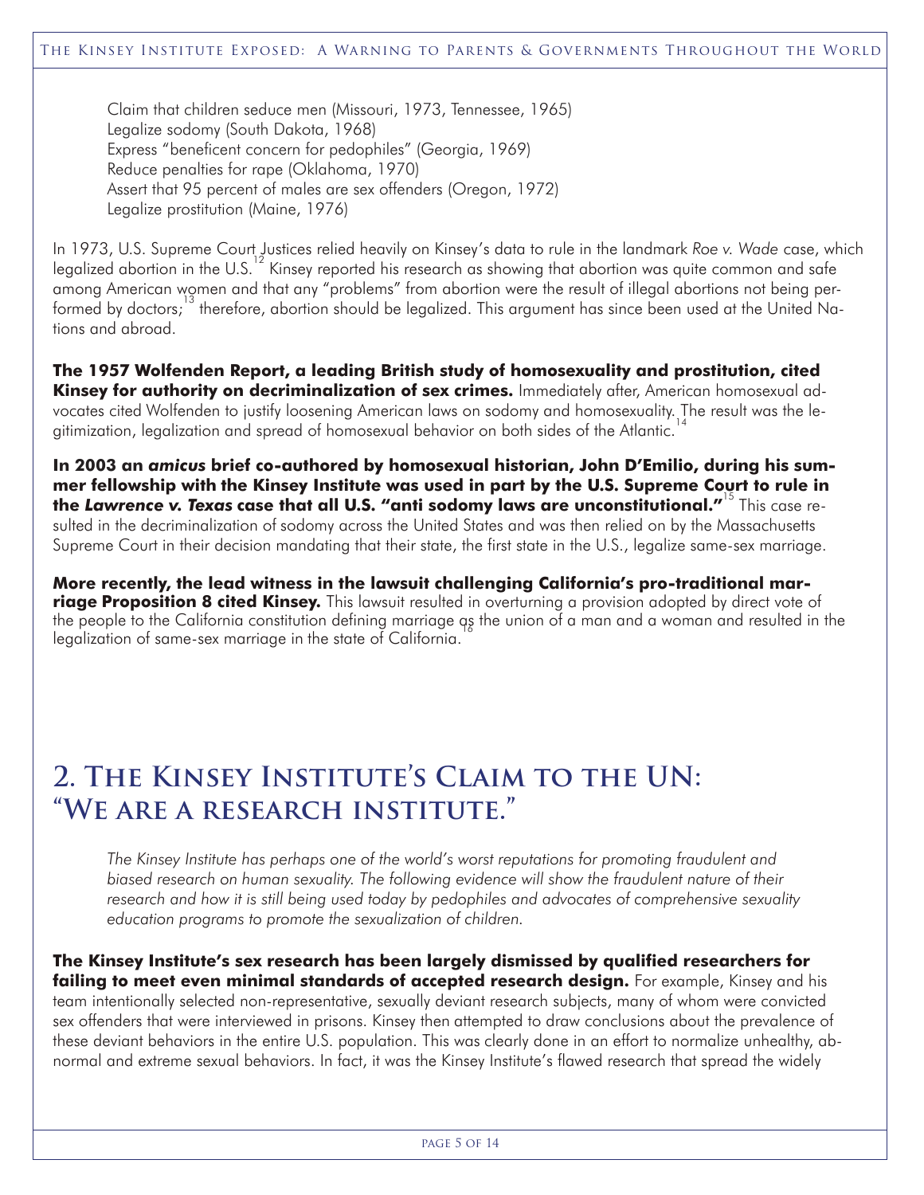Claim that children seduce men (Missouri, 1973, Tennessee, 1965)
Legalize sodomy (South Dakota, 1968)
Express "beneficent concern for pedophiles" (Georgia, 1969)
Reduce penalties for rape (Oklahoma, 1970)
Assert that 95 percent of males are sex offenders (Oregon, 1972)
Legalize prostitution (Maine, 1976)

In 1973, U.S. Supreme Court Justices relied heavily on Kinsey's data to rule in the landmark *Roe v. Wade* case, which legalized abortion in the U.S.[12] Kinsey reported his research as showing that abortion was quite common and safe among American women and that any "problems" from abortion were the result of illegal abortions not being performed by doctors;[13] therefore, abortion should be legalized. This argument has since been used at the United Nations and abroad.

**The 1957 Wolfenden Report, a leading British study of homosexuality and prostitution, cited Kinsey for authority on decriminalization of sex crimes.** Immediately after, American homosexual advocates cited Wolfenden to justify loosening American laws on sodomy and homosexuality. The result was the legitimization, legalization and spread of homosexual behavior on both sides of the Atlantic.[14]

**In 2003 an *amicus* brief co-authored by homosexual historian, John D'Emilio, during his summer fellowship with the Kinsey Institute was used in part by the U.S. Supreme Court to rule in the *Lawrence v. Texas* case that all U.S. "anti sodomy laws are unconstitutional."**[15] This case resulted in the decriminalization of sodomy across the United States and was then relied on by the Massachusetts Supreme Court in their decision mandating that their state, the first state in the U.S., legalize same-sex marriage.

**More recently, the lead witness in the lawsuit challenging California's pro-traditional marriage Proposition 8 cited Kinsey.** This lawsuit resulted in overturning a provision adopted by direct vote of the people to the California constitution defining marriage as the union of a man and a woman and resulted in the legalization of same-sex marriage in the state of California.[16]

## 2. The Kinsey Institute's Claim to the UN: "We are a research institute."

*The Kinsey Institute has perhaps one of the world's worst reputations for promoting fraudulent and biased research on human sexuality. The following evidence will show the fraudulent nature of their research and how it is still being used today by pedophiles and advocates of comprehensive sexuality education programs to promote the sexualization of children.*

**The Kinsey Institute's sex research has been largely dismissed by qualified researchers for failing to meet even minimal standards of accepted research design.** For example, Kinsey and his team intentionally selected non-representative, sexually deviant research subjects, many of whom were convicted sex offenders that were interviewed in prisons. Kinsey then attempted to draw conclusions about the prevalence of these deviant behaviors in the entire U.S. population. This was clearly done in an effort to normalize unhealthy, abnormal and extreme sexual behaviors. In fact, it was the Kinsey Institute's flawed research that spread the widely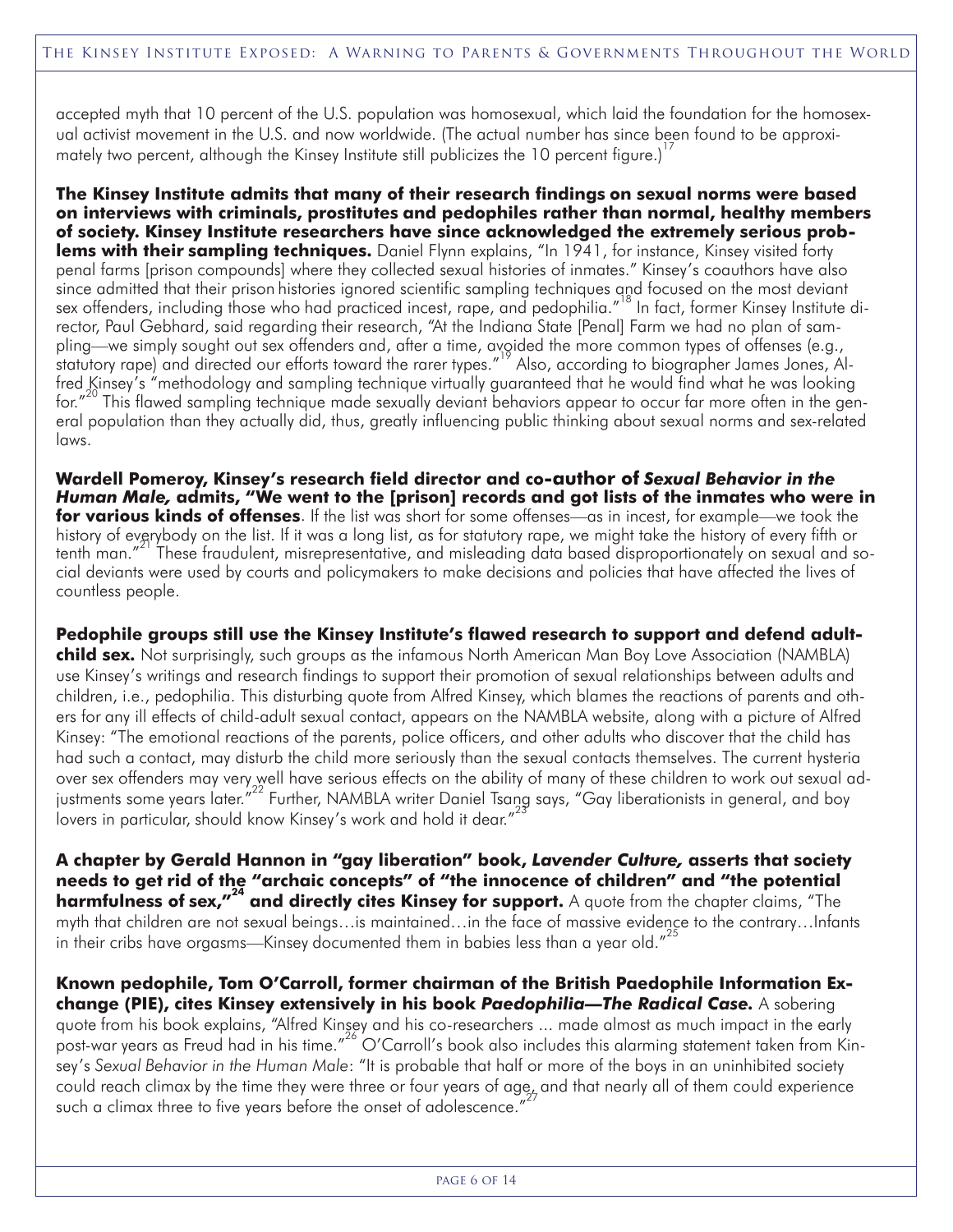accepted myth that 10 percent of the U.S. population was homosexual, which laid the foundation for the homosexual activist movement in the U.S. and now worldwide. (The actual number has since been found to be approximately two percent, although the Kinsey Institute still publicizes the 10 percent figure.)[17]

**The Kinsey Institute admits that many of their research findings on sexual norms were based on interviews with criminals, prostitutes and pedophiles rather than normal, healthy members of society. Kinsey Institute researchers have since acknowledged the extremely serious problems with their sampling techniques.** Daniel Flynn explains, "In 1941, for instance, Kinsey visited forty penal farms [prison compounds] where they collected sexual histories of inmates." Kinsey's coauthors have also since admitted that their prison histories ignored scientific sampling techniques and focused on the most deviant sex offenders, including those who had practiced incest, rape, and pedophilia."[18] In fact, former Kinsey Institute director, Paul Gebhard, said regarding their research, "At the Indiana State [Penal] Farm we had no plan of sampling—we simply sought out sex offenders and, after a time, avoided the more common types of offenses (e.g., statutory rape) and directed our efforts toward the rarer types."[19] Also, according to biographer James Jones, Alfred Kinsey's "methodology and sampling technique virtually guaranteed that he would find what he was looking for."[20] This flawed sampling technique made sexually deviant behaviors appear to occur far more often in the general population than they actually did, thus, greatly influencing public thinking about sexual norms and sex-related laws.

**Wardell Pomeroy, Kinsey's research field director and co-author of *Sexual Behavior in the Human Male,* admits, "We went to the [prison] records and got lists of the inmates who were in for various kinds of offenses**. If the list was short for some offenses—as in incest, for example—we took the history of everybody on the list. If it was a long list, as for statutory rape, we might take the history of every fifth or tenth man."[21] These fraudulent, misrepresentative, and misleading data based disproportionately on sexual and social deviants were used by courts and policymakers to make decisions and policies that have affected the lives of countless people.

**Pedophile groups still use the Kinsey Institute's flawed research to support and defend adult-child sex.** Not surprisingly, such groups as the infamous North American Man Boy Love Association (NAMBLA) use Kinsey's writings and research findings to support their promotion of sexual relationships between adults and children, i.e., pedophilia. This disturbing quote from Alfred Kinsey, which blames the reactions of parents and others for any ill effects of child-adult sexual contact, appears on the NAMBLA website, along with a picture of Alfred Kinsey: "The emotional reactions of the parents, police officers, and other adults who discover that the child has had such a contact, may disturb the child more seriously than the sexual contacts themselves. The current hysteria over sex offenders may very well have serious effects on the ability of many of these children to work out sexual adjustments some years later."[22] Further, NAMBLA writer Daniel Tsang says, "Gay liberationists in general, and boy lovers in particular, should know Kinsey's work and hold it dear."[23]

**A chapter by Gerald Hannon in "gay liberation" book, *Lavender Culture,* asserts that society needs to get rid of the "archaic concepts" of "the innocence of children" and "the potential harmfulness of sex,"[24] and directly cites Kinsey for support.** A quote from the chapter claims, "The myth that children are not sexual beings…is maintained…in the face of massive evidence to the contrary…Infants in their cribs have orgasms—Kinsey documented them in babies less than a year old."[25]

**Known pedophile, Tom O'Carroll, former chairman of the British Paedophile Information Exchange (PIE), cites Kinsey extensively in his book *Paedophilia—The Radical Case*.** A sobering quote from his book explains, "Alfred Kinsey and his co-researchers ... made almost as much impact in the early post-war years as Freud had in his time."[26] O'Carroll's book also includes this alarming statement taken from Kinsey's *Sexual Behavior in the Human Male*: "It is probable that half or more of the boys in an uninhibited society could reach climax by the time they were three or four years of age, and that nearly all of them could experience such a climax three to five years before the onset of adolescence."[27]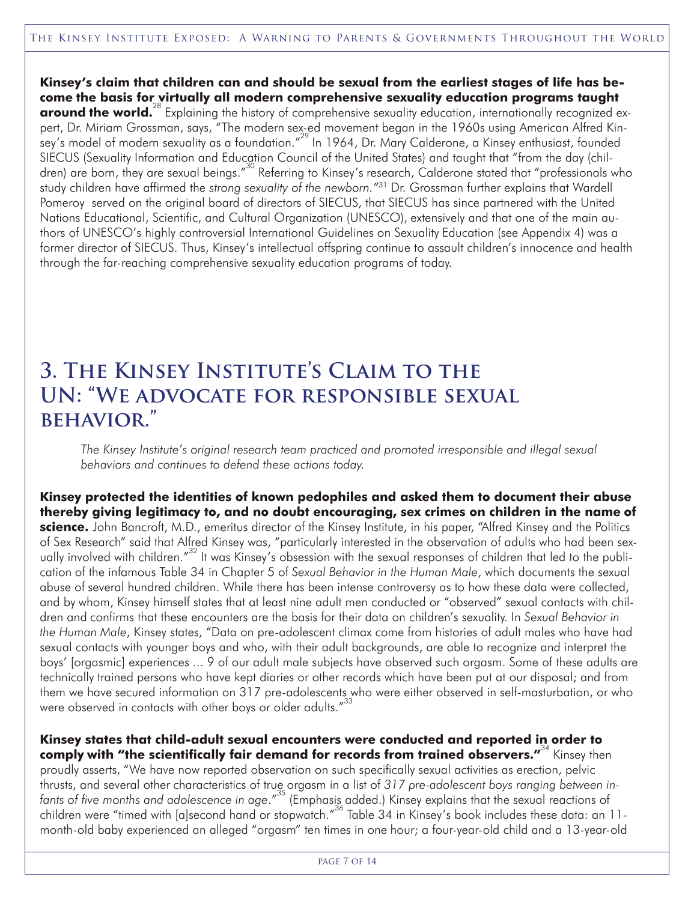**Kinsey's claim that children can and should be sexual from the earliest stages of life has become the basis for virtually all modern comprehensive sexuality education programs taught around the world.**[28] Explaining the history of comprehensive sexuality education, internationally recognized expert, Dr. Miriam Grossman, says, "The modern sex-ed movement began in the 1960s using American Alfred Kinsey's model of modern sexuality as a foundation."[29] In 1964, Dr. Mary Calderone, a Kinsey enthusiast, founded SIECUS (Sexuality Information and Education Council of the United States) and taught that "from the day (children) are born, they are sexual beings."[30] Referring to Kinsey's research, Calderone stated that "professionals who study children have affirmed the *strong sexuality of the newborn*."[31] Dr. Grossman further explains that Wardell Pomeroy served on the original board of directors of SIECUS, that SIECUS has since partnered with the United Nations Educational, Scientific, and Cultural Organization (UNESCO), extensively and that one of the main authors of UNESCO's highly controversial International Guidelines on Sexuality Education (see Appendix 4) was a former director of SIECUS. Thus, Kinsey's intellectual offspring continue to assault children's innocence and health through the far-reaching comprehensive sexuality education programs of today.

## 3. The Kinsey Institute's Claim to the UN: "We advocate for responsible sexual behavior."

*The Kinsey Institute's original research team practiced and promoted irresponsible and illegal sexual behaviors and continues to defend these actions today.*

**Kinsey protected the identities of known pedophiles and asked them to document their abuse thereby giving legitimacy to, and no doubt encouraging, sex crimes on children in the name of science.** John Bancroft, M.D., emeritus director of the Kinsey Institute, in his paper, "Alfred Kinsey and the Politics of Sex Research" said that Alfred Kinsey was, "particularly interested in the observation of adults who had been sexually involved with children."[32] It was Kinsey's obsession with the sexual responses of children that led to the publication of the infamous Table 34 in Chapter 5 of *Sexual Behavior in the Human Male*, which documents the sexual abuse of several hundred children. While there has been intense controversy as to how these data were collected, and by whom, Kinsey himself states that at least nine adult men conducted or "observed" sexual contacts with children and confirms that these encounters are the basis for their data on children's sexuality. In *Sexual Behavior in the Human Male*, Kinsey states, "Data on pre-adolescent climax come from histories of adult males who have had sexual contacts with younger boys and who, with their adult backgrounds, are able to recognize and interpret the boys' [orgasmic] experiences ... 9 of our adult male subjects have observed such orgasm. Some of these adults are technically trained persons who have kept diaries or other records which have been put at our disposal; and from them we have secured information on 317 pre-adolescents who were either observed in self-masturbation, or who were observed in contacts with other boys or older adults."[33]

**Kinsey states that child-adult sexual encounters were conducted and reported in order to comply with "the scientifically fair demand for records from trained observers."**[34] Kinsey then proudly asserts, "We have now reported observation on such specifically sexual activities as erection, pelvic thrusts, and several other characteristics of true orgasm in a list of *317 pre-adolescent boys ranging between infants of five months and adolescence in age*."[35] (Emphasis added.) Kinsey explains that the sexual reactions of children were "timed with [a]second hand or stopwatch."[36] Table 34 in Kinsey's book includes these data: an 11-month-old baby experienced an alleged "orgasm" ten times in one hour; a four-year-old child and a 13-year-old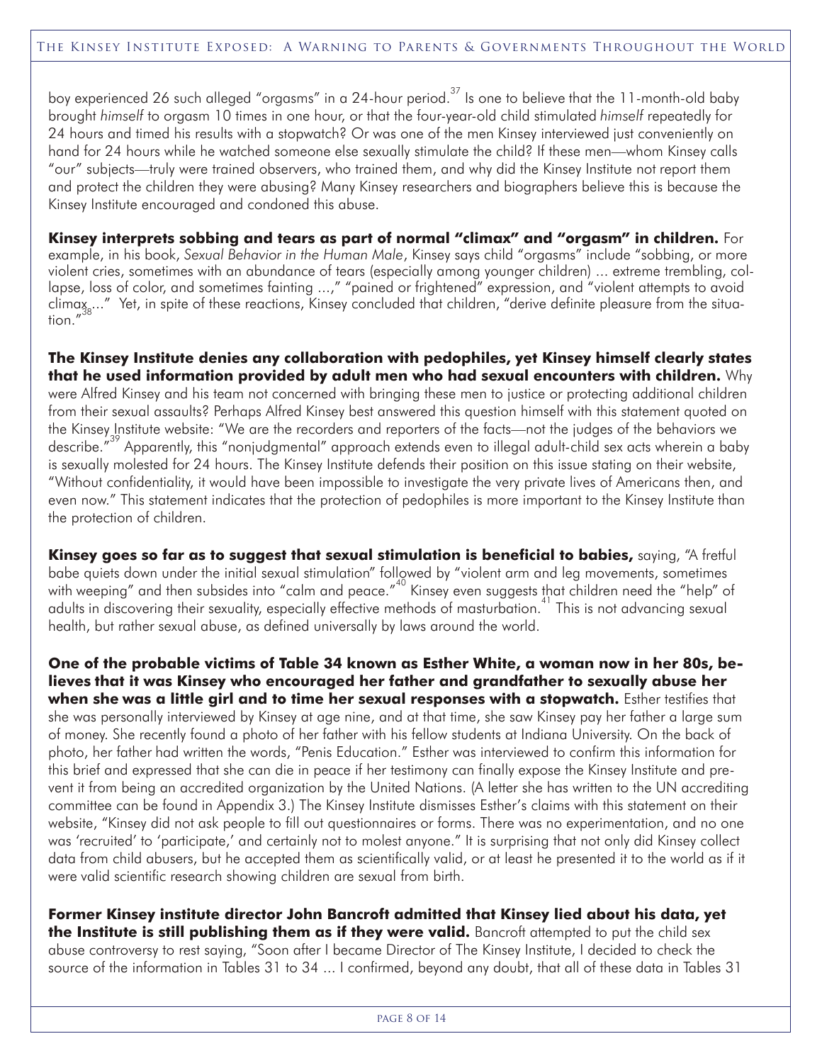boy experienced 26 such alleged "orgasms" in a 24-hour period.[37] Is one to believe that the 11-month-old baby brought *himself* to orgasm 10 times in one hour, or that the four-year-old child stimulated *himself* repeatedly for 24 hours and timed his results with a stopwatch? Or was one of the men Kinsey interviewed just conveniently on hand for 24 hours while he watched someone else sexually stimulate the child? If these men—whom Kinsey calls "our" subjects—truly were trained observers, who trained them, and why did the Kinsey Institute not report them and protect the children they were abusing? Many Kinsey researchers and biographers believe this is because the Kinsey Institute encouraged and condoned this abuse.

**Kinsey interprets sobbing and tears as part of normal "climax" and "orgasm" in children.** For example, in his book, *Sexual Behavior in the Human Male*, Kinsey says child "orgasms" include "sobbing, or more violent cries, sometimes with an abundance of tears (especially among younger children) ... extreme trembling, collapse, loss of color, and sometimes fainting ...," "pained or frightened" expression, and "violent attempts to avoid climax..."[38] Yet, in spite of these reactions, Kinsey concluded that children, "derive definite pleasure from the situation."

**The Kinsey Institute denies any collaboration with pedophiles, yet Kinsey himself clearly states that he used information provided by adult men who had sexual encounters with children.** Why were Alfred Kinsey and his team not concerned with bringing these men to justice or protecting additional children from their sexual assaults? Perhaps Alfred Kinsey best answered this question himself with this statement quoted on the Kinsey Institute website: "We are the recorders and reporters of the facts—not the judges of the behaviors we describe."[39] Apparently, this "nonjudgmental" approach extends even to illegal adult-child sex acts wherein a baby is sexually molested for 24 hours. The Kinsey Institute defends their position on this issue stating on their website, "Without confidentiality, it would have been impossible to investigate the very private lives of Americans then, and even now." This statement indicates that the protection of pedophiles is more important to the Kinsey Institute than the protection of children.

**Kinsey goes so far as to suggest that sexual stimulation is beneficial to babies,** saying, "A fretful babe quiets down under the initial sexual stimulation" followed by "violent arm and leg movements, sometimes with weeping" and then subsides into "calm and peace."[40] Kinsey even suggests that children need the "help" of adults in discovering their sexuality, especially effective methods of masturbation.[41] This is not advancing sexual health, but rather sexual abuse, as defined universally by laws around the world.

**One of the probable victims of Table 34 known as Esther White, a woman now in her 80s, believes that it was Kinsey who encouraged her father and grandfather to sexually abuse her when she was a little girl and to time her sexual responses with a stopwatch.** Esther testifies that she was personally interviewed by Kinsey at age nine, and at that time, she saw Kinsey pay her father a large sum of money. She recently found a photo of her father with his fellow students at Indiana University. On the back of photo, her father had written the words, "Penis Education." Esther was interviewed to confirm this information for this brief and expressed that she can die in peace if her testimony can finally expose the Kinsey Institute and prevent it from being an accredited organization by the United Nations. (A letter she has written to the UN accrediting committee can be found in Appendix 3.) The Kinsey Institute dismisses Esther's claims with this statement on their website, "Kinsey did not ask people to fill out questionnaires or forms. There was no experimentation, and no one was 'recruited' to 'participate,' and certainly not to molest anyone." It is surprising that not only did Kinsey collect data from child abusers, but he accepted them as scientifically valid, or at least he presented it to the world as if it were valid scientific research showing children are sexual from birth.

**Former Kinsey institute director John Bancroft admitted that Kinsey lied about his data, yet the Institute is still publishing them as if they were valid.** Bancroft attempted to put the child sex abuse controversy to rest saying, "Soon after I became Director of The Kinsey Institute, I decided to check the source of the information in Tables 31 to 34 ... I confirmed, beyond any doubt, that all of these data in Tables 31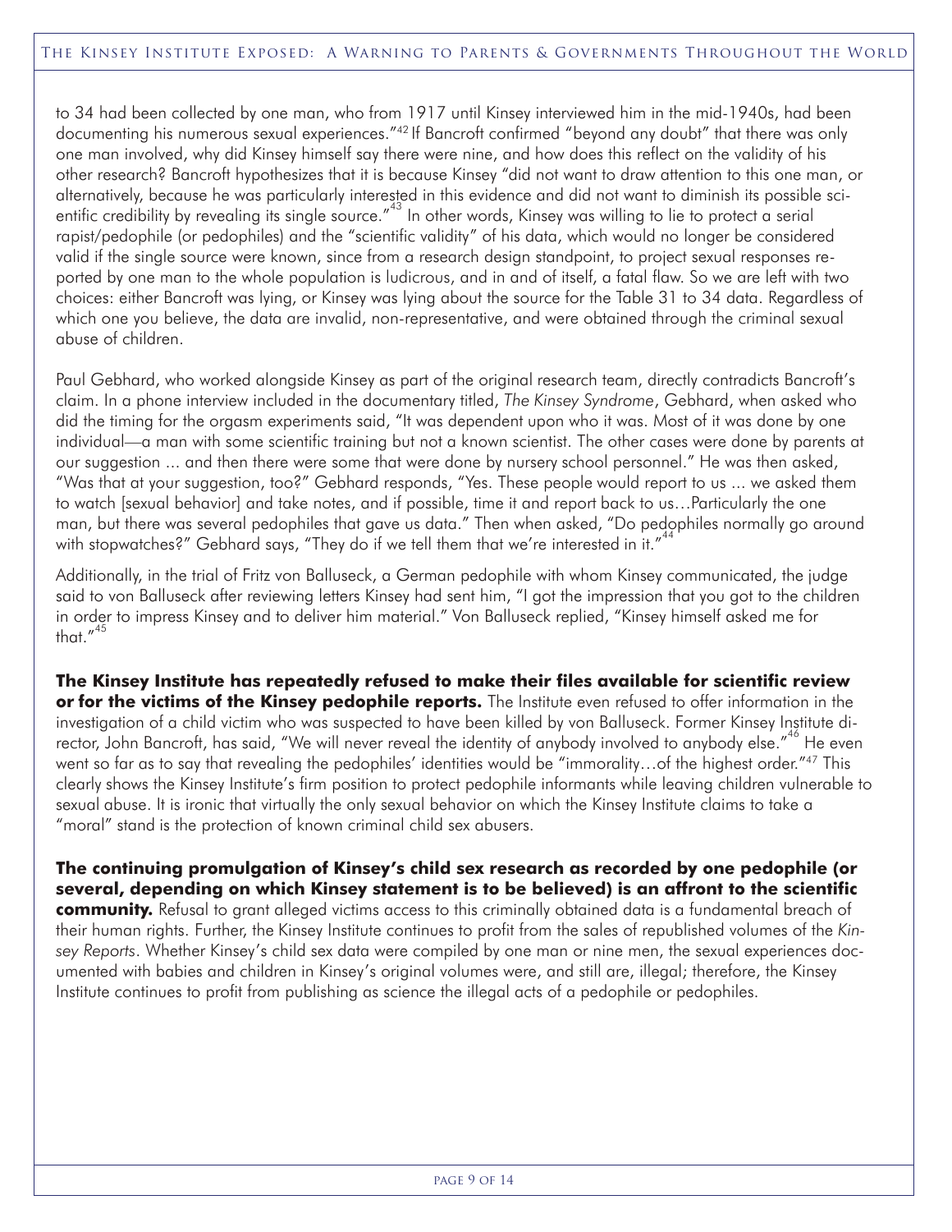to 34 had been collected by one man, who from 1917 until Kinsey interviewed him in the mid-1940s, had been documenting his numerous sexual experiences."[42] If Bancroft confirmed "beyond any doubt" that there was only one man involved, why did Kinsey himself say there were nine, and how does this reflect on the validity of his other research? Bancroft hypothesizes that it is because Kinsey "did not want to draw attention to this one man, or alternatively, because he was particularly interested in this evidence and did not want to diminish its possible scientific credibility by revealing its single source."[43] In other words, Kinsey was willing to lie to protect a serial rapist/pedophile (or pedophiles) and the "scientific validity" of his data, which would no longer be considered valid if the single source were known, since from a research design standpoint, to project sexual responses reported by one man to the whole population is ludicrous, and in and of itself, a fatal flaw. So we are left with two choices: either Bancroft was lying, or Kinsey was lying about the source for the Table 31 to 34 data. Regardless of which one you believe, the data are invalid, non-representative, and were obtained through the criminal sexual abuse of children.

Paul Gebhard, who worked alongside Kinsey as part of the original research team, directly contradicts Bancroft's claim. In a phone interview included in the documentary titled, *The Kinsey Syndrome*, Gebhard, when asked who did the timing for the orgasm experiments said, "It was dependent upon who it was. Most of it was done by one individual—a man with some scientific training but not a known scientist. The other cases were done by parents at our suggestion ... and then there were some that were done by nursery school personnel." He was then asked, "Was that at your suggestion, too?" Gebhard responds, "Yes. These people would report to us ... we asked them to watch [sexual behavior] and take notes, and if possible, time it and report back to us…Particularly the one man, but there was several pedophiles that gave us data." Then when asked, "Do pedophiles normally go around with stopwatches?" Gebhard says, "They do if we tell them that we're interested in it."[44]

Additionally, in the trial of Fritz von Balluseck, a German pedophile with whom Kinsey communicated, the judge said to von Balluseck after reviewing letters Kinsey had sent him, "I got the impression that you got to the children in order to impress Kinsey and to deliver him material." Von Balluseck replied, "Kinsey himself asked me for that."[45]

**The Kinsey Institute has repeatedly refused to make their files available for scientific review or for the victims of the Kinsey pedophile reports.** The Institute even refused to offer information in the investigation of a child victim who was suspected to have been killed by von Balluseck. Former Kinsey Institute director, John Bancroft, has said, "We will never reveal the identity of anybody involved to anybody else."[46] He even went so far as to say that revealing the pedophiles' identities would be "immorality…of the highest order."[47] This clearly shows the Kinsey Institute's firm position to protect pedophile informants while leaving children vulnerable to sexual abuse. It is ironic that virtually the only sexual behavior on which the Kinsey Institute claims to take a "moral" stand is the protection of known criminal child sex abusers.

**The continuing promulgation of Kinsey's child sex research as recorded by one pedophile (or several, depending on which Kinsey statement is to be believed) is an affront to the scientific community.** Refusal to grant alleged victims access to this criminally obtained data is a fundamental breach of their human rights. Further, the Kinsey Institute continues to profit from the sales of republished volumes of the *Kinsey Reports*. Whether Kinsey's child sex data were compiled by one man or nine men, the sexual experiences documented with babies and children in Kinsey's original volumes were, and still are, illegal; therefore, the Kinsey Institute continues to profit from publishing as science the illegal acts of a pedophile or pedophiles.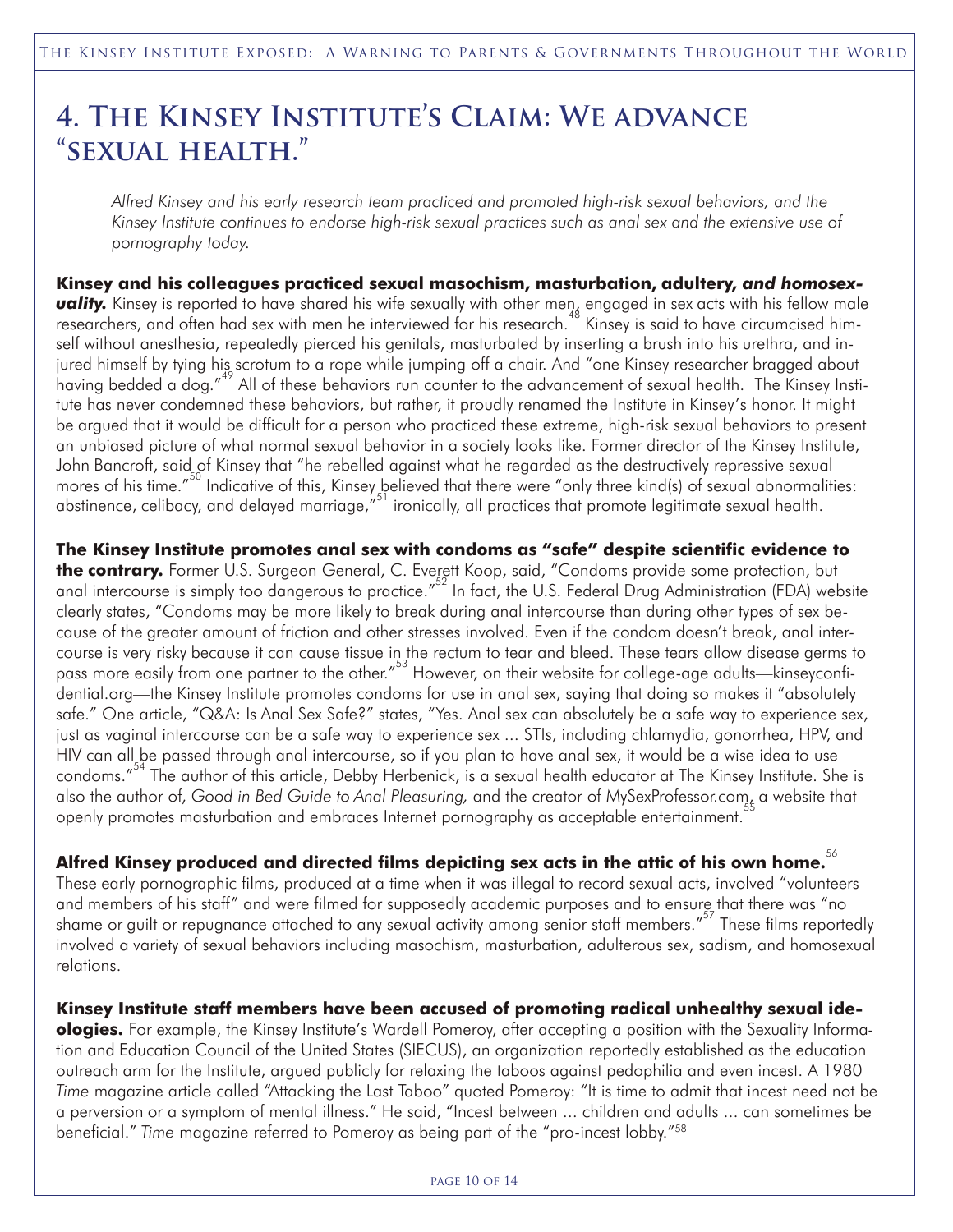## 4. The Kinsey Institute's Claim: We advance "sexual health."

*Alfred Kinsey and his early research team practiced and promoted high-risk sexual behaviors, and the Kinsey Institute continues to endorse high-risk sexual practices such as anal sex and the extensive use of pornography today.*

**Kinsey and his colleagues practiced sexual masochism, masturbation, adultery, *and homosexuality.*** Kinsey is reported to have shared his wife sexually with other men, engaged in sex acts with his fellow male researchers, and often had sex with men he interviewed for his research.[48] Kinsey is said to have circumcised himself without anesthesia, repeatedly pierced his genitals, masturbated by inserting a brush into his urethra, and injured himself by tying his scrotum to a rope while jumping off a chair. And "one Kinsey researcher bragged about having bedded a dog."[49] All of these behaviors run counter to the advancement of sexual health. The Kinsey Institute has never condemned these behaviors, but rather, it proudly renamed the Institute in Kinsey's honor. It might be argued that it would be difficult for a person who practiced these extreme, high-risk sexual behaviors to present an unbiased picture of what normal sexual behavior in a society looks like. Former director of the Kinsey Institute, John Bancroft, said of Kinsey that "he rebelled against what he regarded as the destructively repressive sexual mores of his time."[50] Indicative of this, Kinsey believed that there were "only three kind(s) of sexual abnormalities: abstinence, celibacy, and delayed marriage,"[51] ironically, all practices that promote legitimate sexual health.

**The Kinsey Institute promotes anal sex with condoms as "safe" despite scientific evidence to the contrary.** Former U.S. Surgeon General, C. Everett Koop, said, "Condoms provide some protection, but anal intercourse is simply too dangerous to practice."[52] In fact, the U.S. Federal Drug Administration (FDA) website clearly states, "Condoms may be more likely to break during anal intercourse than during other types of sex because of the greater amount of friction and other stresses involved. Even if the condom doesn't break, anal intercourse is very risky because it can cause tissue in the rectum to tear and bleed. These tears allow disease germs to pass more easily from one partner to the other."[53] However, on their website for college-age adults—kinseyconfidential.org—the Kinsey Institute promotes condoms for use in anal sex, saying that doing so makes it "absolutely safe." One article, "Q&A: Is Anal Sex Safe?" states, "Yes. Anal sex can absolutely be a safe way to experience sex, just as vaginal intercourse can be a safe way to experience sex ... STIs, including chlamydia, gonorrhea, HPV, and HIV can all be passed through anal intercourse, so if you plan to have anal sex, it would be a wise idea to use condoms."[54] The author of this article, Debby Herbenick, is a sexual health educator at The Kinsey Institute. She is also the author of, *Good in Bed Guide to Anal Pleasuring,* and the creator of MySexProfessor.com, a website that openly promotes masturbation and embraces Internet pornography as acceptable entertainment.[55]

**Alfred Kinsey produced and directed films depicting sex acts in the attic of his own home.**[56]
These early pornographic films, produced at a time when it was illegal to record sexual acts, involved "volunteers and members of his staff" and were filmed for supposedly academic purposes and to ensure that there was "no shame or guilt or repugnance attached to any sexual activity among senior staff members."[57] These films reportedly involved a variety of sexual behaviors including masochism, masturbation, adulterous sex, sadism, and homosexual relations.

**Kinsey Institute staff members have been accused of promoting radical unhealthy sexual ideologies.** For example, the Kinsey Institute's Wardell Pomeroy, after accepting a position with the Sexuality Information and Education Council of the United States (SIECUS), an organization reportedly established as the education outreach arm for the Institute, argued publicly for relaxing the taboos against pedophilia and even incest. A 1980 *Time* magazine article called "Attacking the Last Taboo" quoted Pomeroy: "It is time to admit that incest need not be a perversion or a symptom of mental illness." He said, "Incest between ... children and adults ... can sometimes be beneficial." *Time* magazine referred to Pomeroy as being part of the "pro-incest lobby."[58]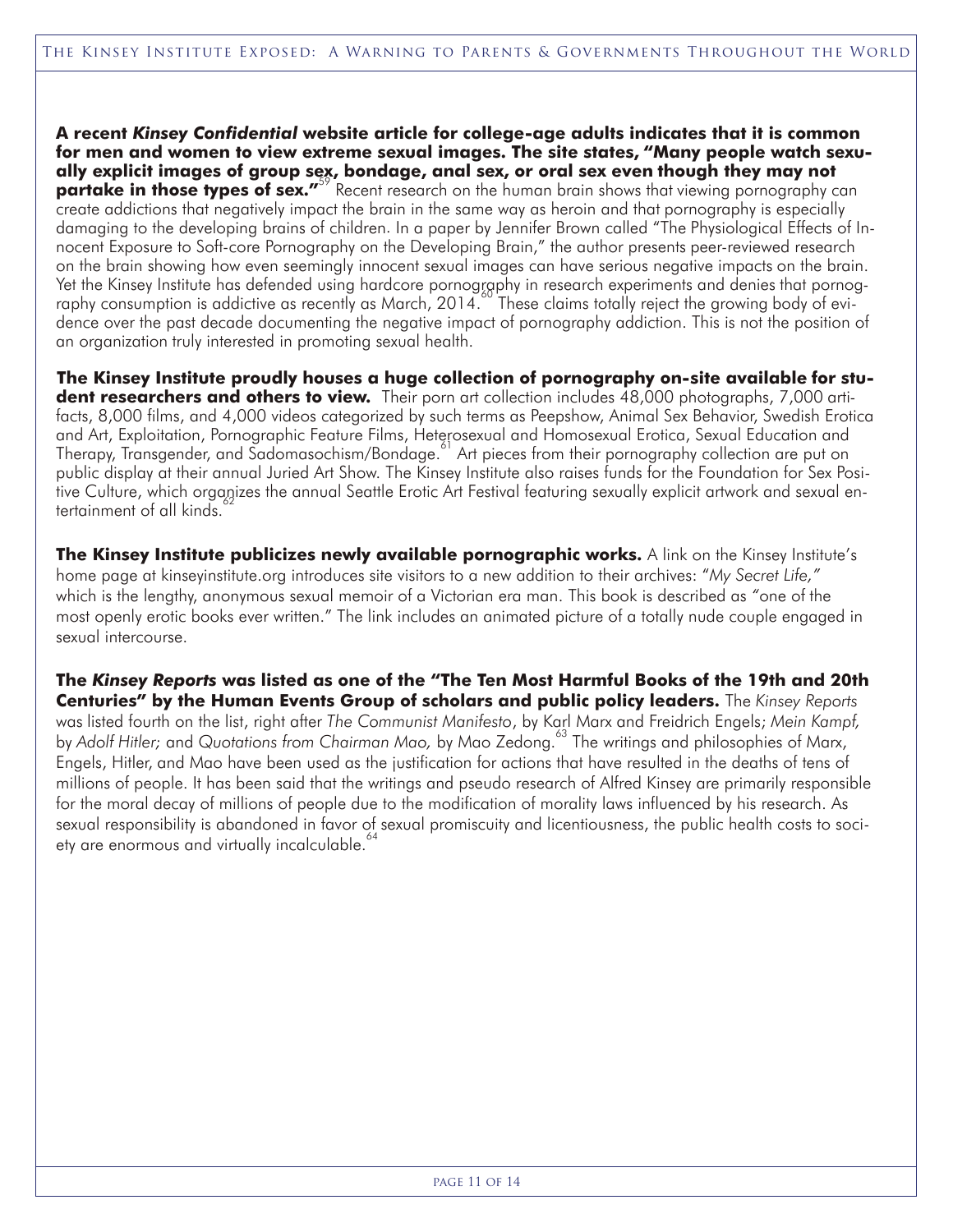**A recent *Kinsey Confidential* website article for college-age adults indicates that it is common for men and women to view extreme sexual images. The site states, "Many people watch sexually explicit images of group sex, bondage, anal sex, or oral sex even though they may not partake in those types of sex."**[59] Recent research on the human brain shows that viewing pornography can create addictions that negatively impact the brain in the same way as heroin and that pornography is especially damaging to the developing brains of children. In a paper by Jennifer Brown called "The Physiological Effects of Innocent Exposure to Soft-core Pornography on the Developing Brain," the author presents peer-reviewed research on the brain showing how even seemingly innocent sexual images can have serious negative impacts on the brain. Yet the Kinsey Institute has defended using hardcore pornography in research experiments and denies that pornography consumption is addictive as recently as March, 2014.[60] These claims totally reject the growing body of evidence over the past decade documenting the negative impact of pornography addiction. This is not the position of an organization truly interested in promoting sexual health.

**The Kinsey Institute proudly houses a huge collection of pornography on-site available for student researchers and others to view.** Their porn art collection includes 48,000 photographs, 7,000 artifacts, 8,000 films, and 4,000 videos categorized by such terms as Peepshow, Animal Sex Behavior, Swedish Erotica and Art, Exploitation, Pornographic Feature Films, Heterosexual and Homosexual Erotica, Sexual Education and Therapy, Transgender, and Sadomasochism/Bondage.[61] Art pieces from their pornography collection are put on public display at their annual Juried Art Show. The Kinsey Institute also raises funds for the Foundation for Sex Positive Culture, which organizes the annual Seattle Erotic Art Festival featuring sexually explicit artwork and sexual entertainment of all kinds.[62]

**The Kinsey Institute publicizes newly available pornographic works.** A link on the Kinsey Institute's home page at kinseyinstitute.org introduces site visitors to a new addition to their archives: "*My Secret Life,"* which is the lengthy, anonymous sexual memoir of a Victorian era man. This book is described as "one of the most openly erotic books ever written." The link includes an animated picture of a totally nude couple engaged in sexual intercourse.

**The *Kinsey Reports* was listed as one of the "The Ten Most Harmful Books of the 19th and 20th Centuries" by the Human Events Group of scholars and public policy leaders.** The *Kinsey Reports* was listed fourth on the list, right after *The Communist Manifesto*, by Karl Marx and Freidrich Engels; *Mein Kampf,* by *Adolf Hitler;* and *Quotations from Chairman Mao,* by Mao Zedong.[63] The writings and philosophies of Marx, Engels, Hitler, and Mao have been used as the justification for actions that have resulted in the deaths of tens of millions of people. It has been said that the writings and pseudo research of Alfred Kinsey are primarily responsible for the moral decay of millions of people due to the modification of morality laws influenced by his research. As sexual responsibility is abandoned in favor of sexual promiscuity and licentiousness, the public health costs to society are enormous and virtually incalculable.[64]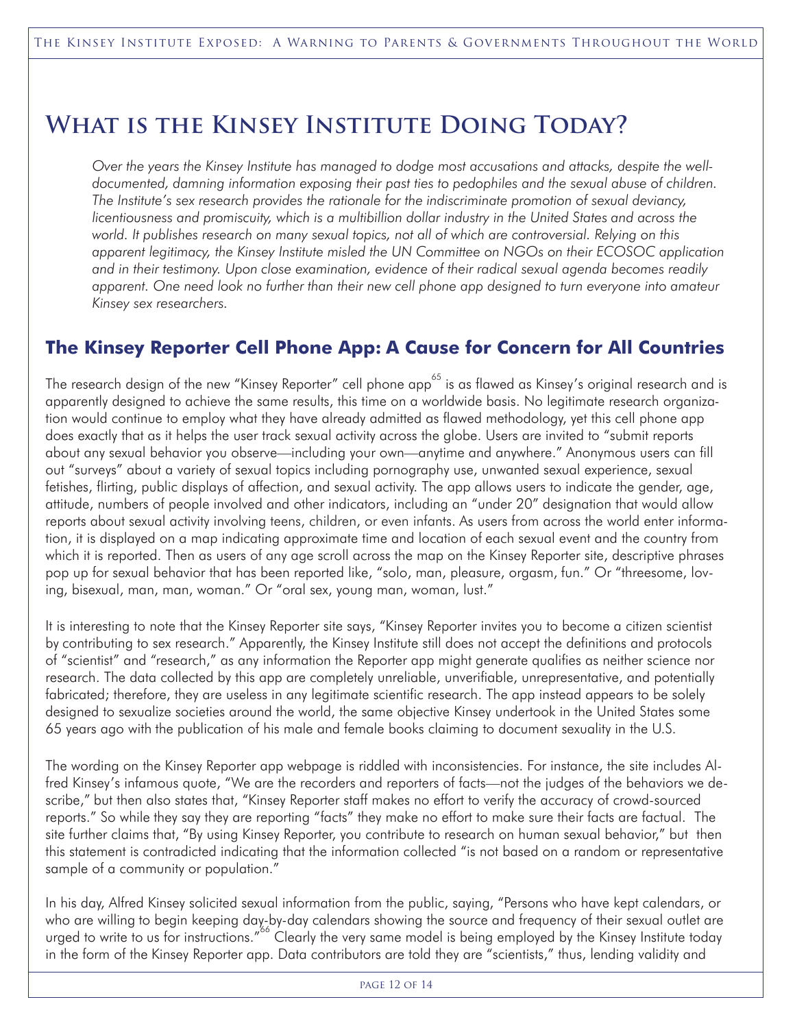# What is the Kinsey Institute Doing Today?

*Over the years the Kinsey Institute has managed to dodge most accusations and attacks, despite the well-documented, damning information exposing their past ties to pedophiles and the sexual abuse of children. The Institute's sex research provides the rationale for the indiscriminate promotion of sexual deviancy, licentiousness and promiscuity, which is a multibillion dollar industry in the United States and across the world. It publishes research on many sexual topics, not all of which are controversial. Relying on this apparent legitimacy, the Kinsey Institute misled the UN Committee on NGOs on their ECOSOC application and in their testimony. Upon close examination, evidence of their radical sexual agenda becomes readily apparent. One need look no further than their new cell phone app designed to turn everyone into amateur Kinsey sex researchers.*

## The Kinsey Reporter Cell Phone App: A Cause for Concern for All Countries

The research design of the new "Kinsey Reporter" cell phone app[65] is as flawed as Kinsey's original research and is apparently designed to achieve the same results, this time on a worldwide basis. No legitimate research organization would continue to employ what they have already admitted as flawed methodology, yet this cell phone app does exactly that as it helps the user track sexual activity across the globe. Users are invited to "submit reports about any sexual behavior you observe—including your own—anytime and anywhere." Anonymous users can fill out "surveys" about a variety of sexual topics including pornography use, unwanted sexual experience, sexual fetishes, flirting, public displays of affection, and sexual activity. The app allows users to indicate the gender, age, attitude, numbers of people involved and other indicators, including an "under 20" designation that would allow reports about sexual activity involving teens, children, or even infants. As users from across the world enter information, it is displayed on a map indicating approximate time and location of each sexual event and the country from which it is reported. Then as users of any age scroll across the map on the Kinsey Reporter site, descriptive phrases pop up for sexual behavior that has been reported like, "solo, man, pleasure, orgasm, fun." Or "threesome, loving, bisexual, man, man, woman." Or "oral sex, young man, woman, lust."

It is interesting to note that the Kinsey Reporter site says, "Kinsey Reporter invites you to become a citizen scientist by contributing to sex research." Apparently, the Kinsey Institute still does not accept the definitions and protocols of "scientist" and "research," as any information the Reporter app might generate qualifies as neither science nor research. The data collected by this app are completely unreliable, unverifiable, unrepresentative, and potentially fabricated; therefore, they are useless in any legitimate scientific research. The app instead appears to be solely designed to sexualize societies around the world, the same objective Kinsey undertook in the United States some 65 years ago with the publication of his male and female books claiming to document sexuality in the U.S.

The wording on the Kinsey Reporter app webpage is riddled with inconsistencies. For instance, the site includes Alfred Kinsey's infamous quote, "We are the recorders and reporters of facts—not the judges of the behaviors we describe," but then also states that, "Kinsey Reporter staff makes no effort to verify the accuracy of crowd-sourced reports." So while they say they are reporting "facts" they make no effort to make sure their facts are factual. The site further claims that, "By using Kinsey Reporter, you contribute to research on human sexual behavior," but then this statement is contradicted indicating that the information collected "is not based on a random or representative sample of a community or population."

In his day, Alfred Kinsey solicited sexual information from the public, saying, "Persons who have kept calendars, or who are willing to begin keeping day-by-day calendars showing the source and frequency of their sexual outlet are urged to write to us for instructions."[66] Clearly the very same model is being employed by the Kinsey Institute today in the form of the Kinsey Reporter app. Data contributors are told they are "scientists," thus, lending validity and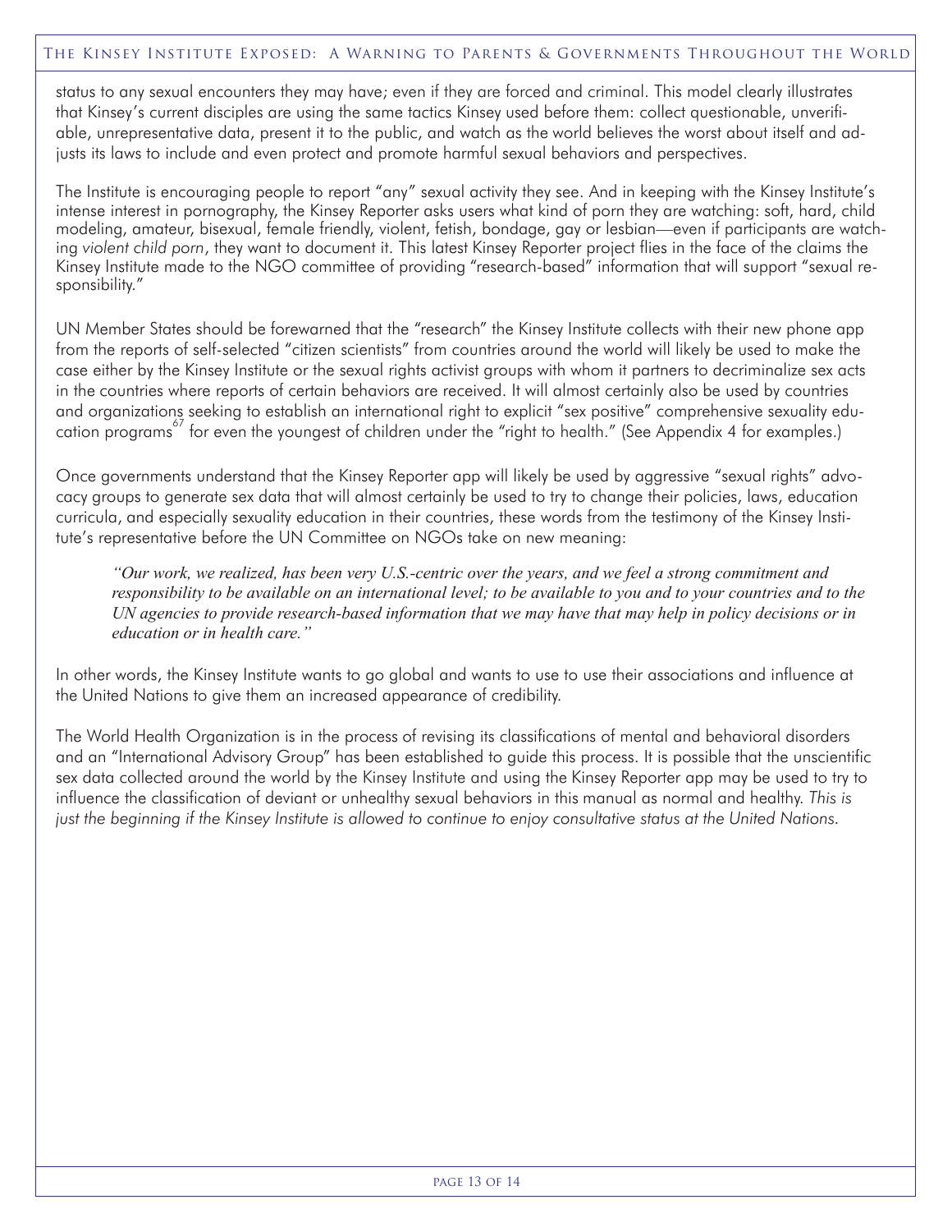status to any sexual encounters they may have; even if they are forced and criminal. This model clearly illustrates that Kinsey's current disciples are using the same tactics Kinsey used before them: collect questionable, unverifiable, unrepresentative data, present it to the public, and watch as the world believes the worst about itself and adjusts its laws to include and even protect and promote harmful sexual behaviors and perspectives.

The Institute is encouraging people to report "any" sexual activity they see. And in keeping with the Kinsey Institute's intense interest in pornography, the Kinsey Reporter asks users what kind of porn they are watching: soft, hard, child modeling, amateur, bisexual, female friendly, violent, fetish, bondage, gay or lesbian—even if participants are watching *violent child porn*, they want to document it. This latest Kinsey Reporter project flies in the face of the claims the Kinsey Institute made to the NGO committee of providing "research-based" information that will support "sexual responsibility."

UN Member States should be forewarned that the "research" the Kinsey Institute collects with their new phone app from the reports of self-selected "citizen scientists" from countries around the world will likely be used to make the case either by the Kinsey Institute or the sexual rights activist groups with whom it partners to decriminalize sex acts in the countries where reports of certain behaviors are received. It will almost certainly also be used by countries and organizations seeking to establish an international right to explicit "sex positive" comprehensive sexuality education programs[67] for even the youngest of children under the "right to health." (See Appendix 4 for examples.)

Once governments understand that the Kinsey Reporter app will likely be used by aggressive "sexual rights" advocacy groups to generate sex data that will almost certainly be used to try to change their policies, laws, education curricula, and especially sexuality education in their countries, these words from the testimony of the Kinsey Institute's representative before the UN Committee on NGOs take on new meaning:

> *"Our work, we realized, has been very U.S.-centric over the years, and we feel a strong commitment and responsibility to be available on an international level; to be available to you and to your countries and to the UN agencies to provide research-based information that we may have that may help in policy decisions or in education or in health care."*

In other words, the Kinsey Institute wants to go global and wants to use to use their associations and influence at the United Nations to give them an increased appearance of credibility.

The World Health Organization is in the process of revising its classifications of mental and behavioral disorders and an "International Advisory Group" has been established to guide this process. It is possible that the unscientific sex data collected around the world by the Kinsey Institute and using the Kinsey Reporter app may be used to try to influence the classification of deviant or unhealthy sexual behaviors in this manual as normal and healthy. *This is just the beginning if the Kinsey Institute is allowed to continue to enjoy consultative status at the United Nations.*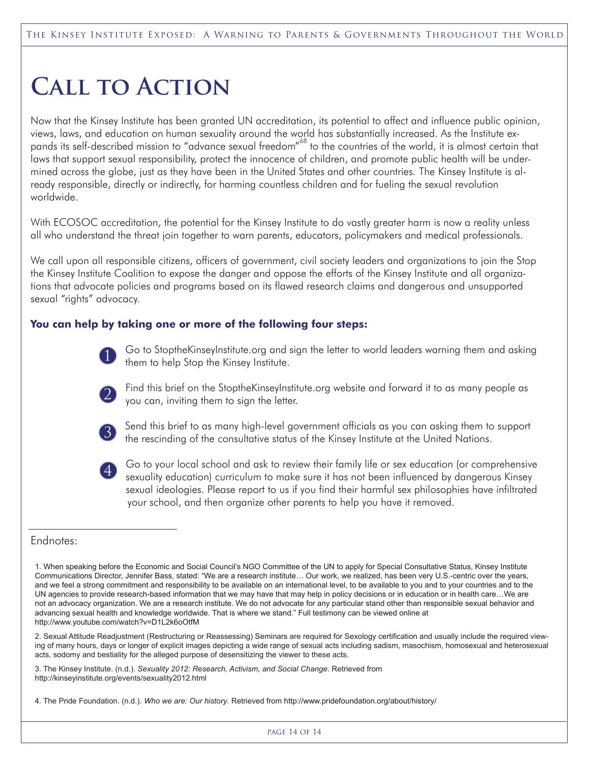# Call to Action

Now that the Kinsey Institute has been granted UN accreditation, its potential to affect and influence public opinion, views, laws, and education on human sexuality around the world has substantially increased. As the Institute expands its self-described mission to "advance sexual freedom"[68] to the countries of the world, it is almost certain that laws that support sexual responsibility, protect the innocence of children, and promote public health will be undermined across the globe, just as they have been in the United States and other countries. The Kinsey Institute is already responsible, directly or indirectly, for harming countless children and for fueling the sexual revolution worldwide.

With ECOSOC accreditation, the potential for the Kinsey Institute to do vastly greater harm is now a reality unless all who understand the threat join together to warn parents, educators, policymakers and medical professionals.

We call upon all responsible citizens, officers of government, civil society leaders and organizations to join the Stop the Kinsey Institute Coalition to expose the danger and oppose the efforts of the Kinsey Institute and all organizations that advocate policies and programs based on its flawed research claims and dangerous and unsupported sexual "rights" advocacy.

**You can help by taking one or more of the following four steps:**

1. Go to StoptheKinseyInstitute.org and sign the letter to world leaders warning them and asking them to help Stop the Kinsey Institute.
2. Find this brief on the StoptheKinseyInstitute.org website and forward it to as many people as you can, inviting them to sign the letter.
3. Send this brief to as many high-level government officials as you can asking them to support the rescinding of the consultative status of the Kinsey Institute at the United Nations.
4. Go to your local school and ask to review their family life or sex education (or comprehensive sexuality education) curriculum to make sure it has not been influenced by dangerous Kinsey sexual ideologies. Please report to us if you find their harmful sex philosophies have infiltrated your school, and then organize other parents to help you have it removed.

---

Endnotes:

1. When speaking before the Economic and Social Council's NGO Committee of the UN to apply for Special Consultative Status, Kinsey Institute Communications Director, Jennifer Bass, stated: "We are a research institute… Our work, we realized, has been very U.S.-centric over the years, and we feel a strong commitment and responsibility to be available on an international level, to be available to you and to your countries and to the UN agencies to provide research-based information that we may have that may help in policy decisions or in education or in health care…We are not an advocacy organization. We are a research institute. We do not advocate for any particular stand other than responsible sexual behavior and advancing sexual health and knowledge worldwide. That is where we stand." Full testimony can be viewed online at http://www.youtube.com/watch?v=D1L2k6oOtfM

2. Sexual Attitude Readjustment (Restructuring or Reassessing) Seminars are required for Sexology certification and usually include the required viewing of many hours, days or longer of explicit images depicting a wide range of sexual acts including sadism, masochism, homosexual and heterosexual acts, sodomy and bestiality for the alleged purpose of desensitizing the viewer to these acts.

3. The Kinsey Institute. (n.d.). *Sexuality 2012: Research, Activism, and Social Change*. Retrieved from http://kinseyinstitute.org/events/sexuality2012.html

4. The Pride Foundation. (n.d.). *Who we are: Our history*. Retrieved from http://www.pridefoundation.org/about/history/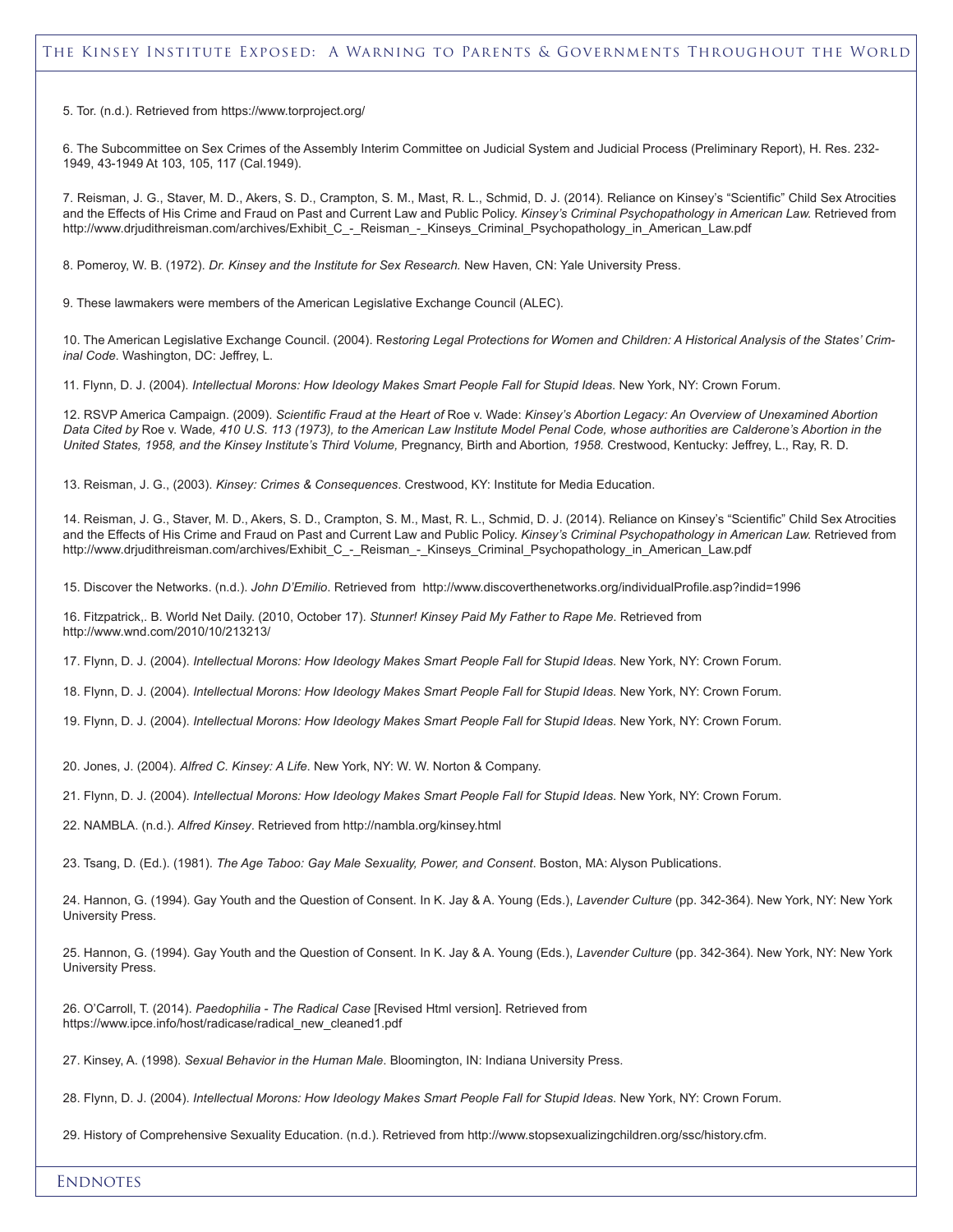5. Tor. (n.d.). Retrieved from https://www.torproject.org/

6. The Subcommittee on Sex Crimes of the Assembly Interim Committee on Judicial System and Judicial Process (Preliminary Report), H. Res. 232-1949, 43-1949 At 103, 105, 117 (Cal.1949).

7. Reisman, J. G., Staver, M. D., Akers, S. D., Crampton, S. M., Mast, R. L., Schmid, D. J. (2014). Reliance on Kinsey's "Scientific" Child Sex Atrocities and the Effects of His Crime and Fraud on Past and Current Law and Public Policy. *Kinsey's Criminal Psychopathology in American Law.* Retrieved from http://www.drjudithreisman.com/archives/Exhibit_C_-_Reisman_-_Kinseys_Criminal_Psychopathology_in_American_Law.pdf

8. Pomeroy, W. B. (1972). *Dr. Kinsey and the Institute for Sex Research.* New Haven, CN: Yale University Press.

9. These lawmakers were members of the American Legislative Exchange Council (ALEC).

10. The American Legislative Exchange Council. (2004). R*estoring Legal Protections for Women and Children: A Historical Analysis of the States' Criminal Code*. Washington, DC: Jeffrey, L.

11. Flynn, D. J. (2004). *Intellectual Morons: How Ideology Makes Smart People Fall for Stupid Ideas*. New York, NY: Crown Forum.

12. RSVP America Campaign. (2009). *Scientific Fraud at the Heart of* Roe v. Wade: *Kinsey's Abortion Legacy: An Overview of Unexamined Abortion Data Cited by* Roe v. Wade*, 410 U.S. 113 (1973), to the American Law Institute Model Penal Code, whose authorities are Calderone's Abortion in the United States, 1958, and the Kinsey Institute's Third Volume,* Pregnancy, Birth and Abortion*, 1958.* Crestwood, Kentucky: Jeffrey, L., Ray, R. D.

13. Reisman, J. G., (2003). *Kinsey: Crimes & Consequences*. Crestwood, KY: Institute for Media Education.

14. Reisman, J. G., Staver, M. D., Akers, S. D., Crampton, S. M., Mast, R. L., Schmid, D. J. (2014). Reliance on Kinsey's "Scientific" Child Sex Atrocities and the Effects of His Crime and Fraud on Past and Current Law and Public Policy. *Kinsey's Criminal Psychopathology in American Law.* Retrieved from http://www.drjudithreisman.com/archives/Exhibit_C_-_Reisman_-_Kinseys_Criminal_Psychopathology_in_American_Law.pdf

15. Discover the Networks. (n.d.). *John D'Emilio*. Retrieved from http://www.discoverthenetworks.org/individualProfile.asp?indid=1996

16. Fitzpatrick,. B. World Net Daily. (2010, October 17). *Stunner! Kinsey Paid My Father to Rape Me*. Retrieved from http://www.wnd.com/2010/10/213213/

17. Flynn, D. J. (2004). *Intellectual Morons: How Ideology Makes Smart People Fall for Stupid Ideas*. New York, NY: Crown Forum.

18. Flynn, D. J. (2004). *Intellectual Morons: How Ideology Makes Smart People Fall for Stupid Ideas*. New York, NY: Crown Forum.

19. Flynn, D. J. (2004). *Intellectual Morons: How Ideology Makes Smart People Fall for Stupid Ideas*. New York, NY: Crown Forum.

20. Jones, J. (2004). *Alfred C. Kinsey: A Life*. New York, NY: W. W. Norton & Company.

21. Flynn, D. J. (2004). *Intellectual Morons: How Ideology Makes Smart People Fall for Stupid Ideas*. New York, NY: Crown Forum.

22. NAMBLA. (n.d.). *Alfred Kinsey*. Retrieved from http://nambla.org/kinsey.html

23. Tsang, D. (Ed.). (1981). *The Age Taboo: Gay Male Sexuality, Power, and Consent*. Boston, MA: Alyson Publications.

24. Hannon, G. (1994). Gay Youth and the Question of Consent. In K. Jay & A. Young (Eds.), *Lavender Culture* (pp. 342-364). New York, NY: New York University Press.

25. Hannon, G. (1994). Gay Youth and the Question of Consent. In K. Jay & A. Young (Eds.), *Lavender Culture* (pp. 342-364). New York, NY: New York University Press.

26. O'Carroll, T. (2014). *Paedophilia - The Radical Case* [Revised Html version]. Retrieved from https://www.ipce.info/host/radicase/radical_new_cleaned1.pdf

27. Kinsey, A. (1998). *Sexual Behavior in the Human Male*. Bloomington, IN: Indiana University Press.

28. Flynn, D. J. (2004). *Intellectual Morons: How Ideology Makes Smart People Fall for Stupid Ideas*. New York, NY: Crown Forum.

29. History of Comprehensive Sexuality Education. (n.d.). Retrieved from http://www.stopsexualizingchildren.org/ssc/history.cfm.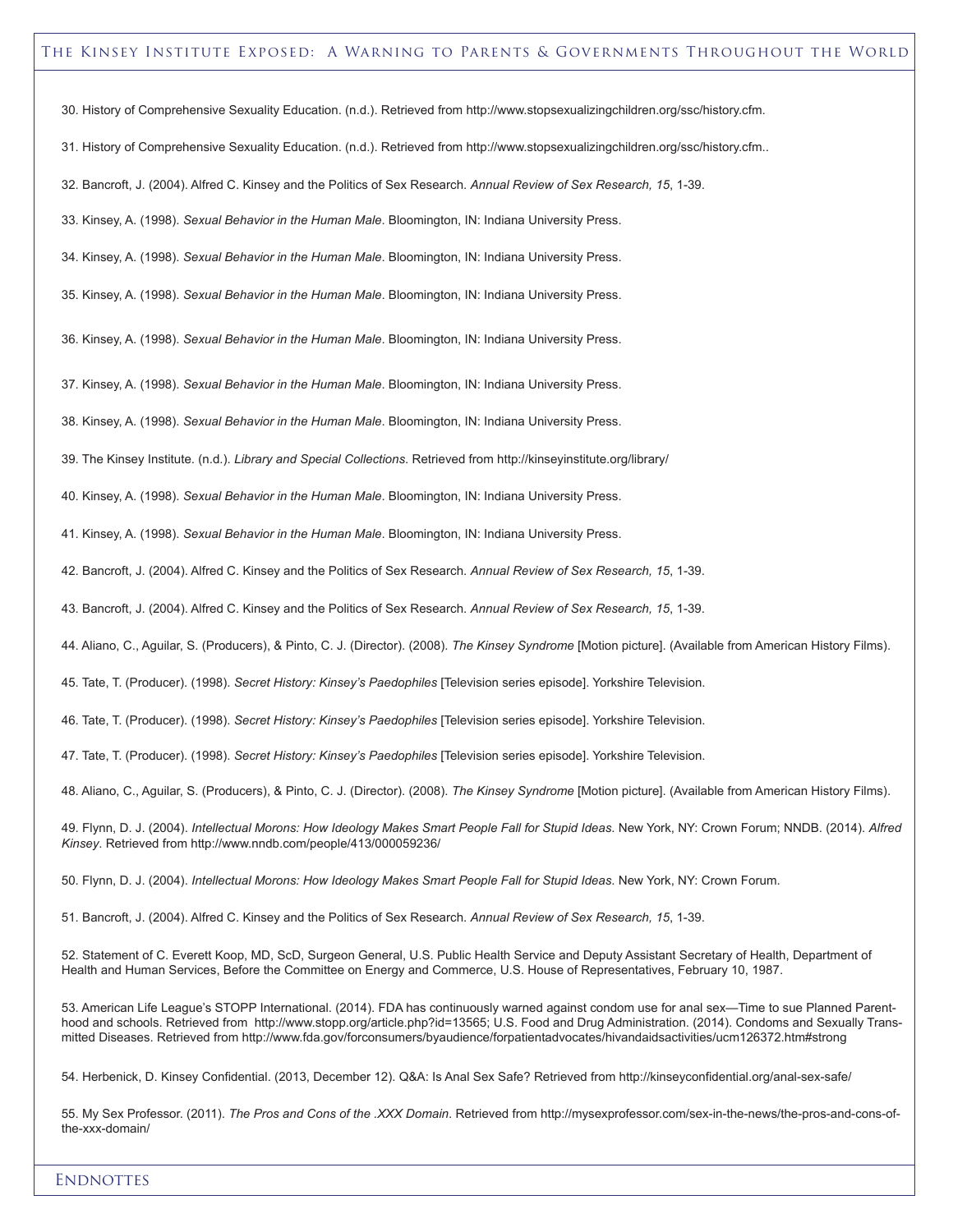30. History of Comprehensive Sexuality Education. (n.d.). Retrieved from http://www.stopsexualizingchildren.org/ssc/history.cfm.

31. History of Comprehensive Sexuality Education. (n.d.). Retrieved from http://www.stopsexualizingchildren.org/ssc/history.cfm..

32. Bancroft, J. (2004). Alfred C. Kinsey and the Politics of Sex Research. *Annual Review of Sex Research, 15*, 1-39.

33. Kinsey, A. (1998). *Sexual Behavior in the Human Male*. Bloomington, IN: Indiana University Press.

34. Kinsey, A. (1998). *Sexual Behavior in the Human Male*. Bloomington, IN: Indiana University Press.

35. Kinsey, A. (1998). *Sexual Behavior in the Human Male*. Bloomington, IN: Indiana University Press.

36. Kinsey, A. (1998). *Sexual Behavior in the Human Male*. Bloomington, IN: Indiana University Press.

37. Kinsey, A. (1998). *Sexual Behavior in the Human Male*. Bloomington, IN: Indiana University Press.

38. Kinsey, A. (1998). *Sexual Behavior in the Human Male*. Bloomington, IN: Indiana University Press.

39. The Kinsey Institute. (n.d.). *Library and Special Collections*. Retrieved from http://kinseyinstitute.org/library/

40. Kinsey, A. (1998). *Sexual Behavior in the Human Male*. Bloomington, IN: Indiana University Press.

41. Kinsey, A. (1998). *Sexual Behavior in the Human Male*. Bloomington, IN: Indiana University Press.

42. Bancroft, J. (2004). Alfred C. Kinsey and the Politics of Sex Research. *Annual Review of Sex Research, 15*, 1-39.

43. Bancroft, J. (2004). Alfred C. Kinsey and the Politics of Sex Research. *Annual Review of Sex Research, 15*, 1-39.

44. Aliano, C., Aguilar, S. (Producers), & Pinto, C. J. (Director). (2008). *The Kinsey Syndrome* [Motion picture]. (Available from American History Films).

45. Tate, T. (Producer). (1998). *Secret History: Kinsey's Paedophiles* [Television series episode]. Yorkshire Television.

46. Tate, T. (Producer). (1998). *Secret History: Kinsey's Paedophiles* [Television series episode]. Yorkshire Television.

47. Tate, T. (Producer). (1998). *Secret History: Kinsey's Paedophiles* [Television series episode]. Yorkshire Television.

48. Aliano, C., Aguilar, S. (Producers), & Pinto, C. J. (Director). (2008). *The Kinsey Syndrome* [Motion picture]. (Available from American History Films).

49. Flynn, D. J. (2004). *Intellectual Morons: How Ideology Makes Smart People Fall for Stupid Ideas*. New York, NY: Crown Forum; NNDB. (2014). *Alfred Kinsey*. Retrieved from http://www.nndb.com/people/413/000059236/

50. Flynn, D. J. (2004). *Intellectual Morons: How Ideology Makes Smart People Fall for Stupid Ideas*. New York, NY: Crown Forum.

51. Bancroft, J. (2004). Alfred C. Kinsey and the Politics of Sex Research. *Annual Review of Sex Research, 15*, 1-39.

52. Statement of C. Everett Koop, MD, ScD, Surgeon General, U.S. Public Health Service and Deputy Assistant Secretary of Health, Department of Health and Human Services, Before the Committee on Energy and Commerce, U.S. House of Representatives, February 10, 1987.

53. American Life League's STOPP International. (2014). FDA has continuously warned against condom use for anal sex—Time to sue Planned Parenthood and schools. Retrieved from http://www.stopp.org/article.php?id=13565; U.S. Food and Drug Administration. (2014). Condoms and Sexually Transmitted Diseases. Retrieved from http://www.fda.gov/forconsumers/byaudience/forpatientadvocates/hivandaidsactivities/ucm126372.htm#strong

54. Herbenick, D. Kinsey Confidential. (2013, December 12). Q&A: Is Anal Sex Safe? Retrieved from http://kinseyconfidential.org/anal-sex-safe/

55. My Sex Professor. (2011). *The Pros and Cons of the .XXX Domain*. Retrieved from http://mysexprofessor.com/sex-in-the-news/the-pros-and-cons-of-the-xxx-domain/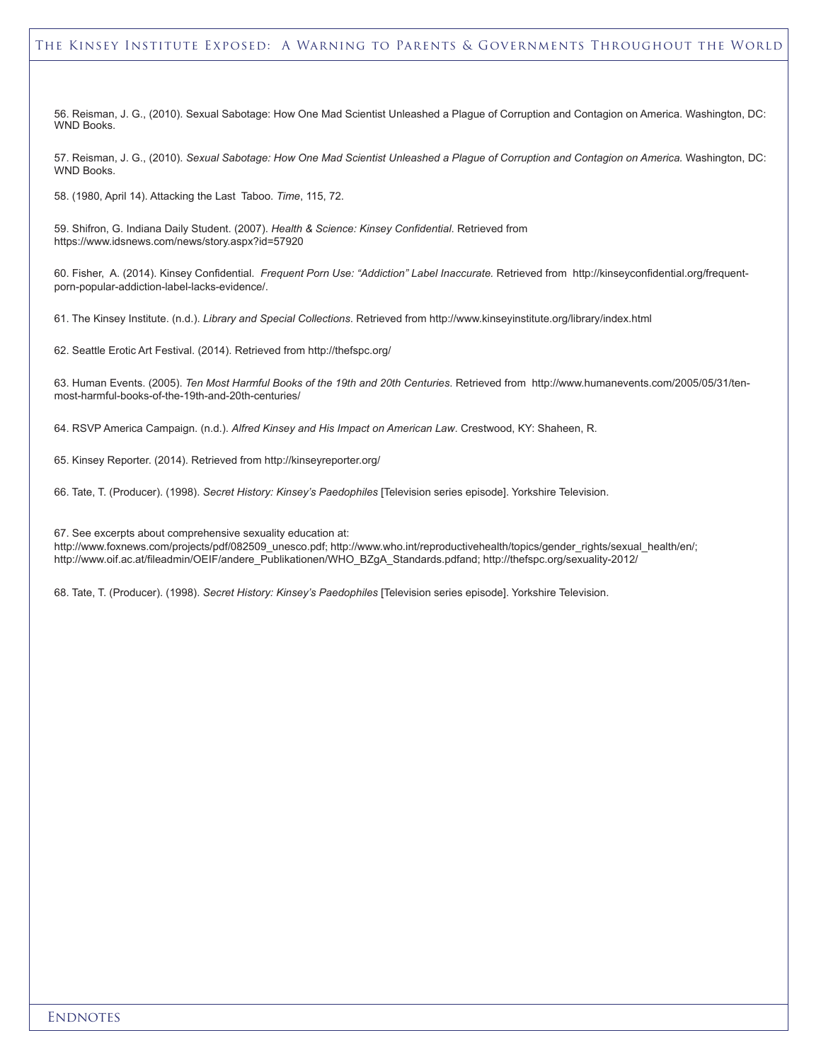56. Reisman, J. G., (2010). Sexual Sabotage: How One Mad Scientist Unleashed a Plague of Corruption and Contagion on America. Washington, DC: WND Books.

57. Reisman, J. G., (2010). *Sexual Sabotage: How One Mad Scientist Unleashed a Plague of Corruption and Contagion on America.* Washington, DC: WND Books.

58. (1980, April 14). Attacking the Last Taboo. *Time*, 115, 72.

59. Shifron, G. Indiana Daily Student. (2007). *Health & Science: Kinsey Confidential*. Retrieved from https://www.idsnews.com/news/story.aspx?id=57920

60. Fisher, A. (2014). Kinsey Confidential. *Frequent Porn Use: "Addiction" Label Inaccurate.* Retrieved from http://kinseyconfidential.org/frequent-porn-popular-addiction-label-lacks-evidence/.

61. The Kinsey Institute. (n.d.). *Library and Special Collections*. Retrieved from http://www.kinseyinstitute.org/library/index.html

62. Seattle Erotic Art Festival. (2014). Retrieved from http://thefspc.org/

63. Human Events. (2005). *Ten Most Harmful Books of the 19th and 20th Centuries*. Retrieved from http://www.humanevents.com/2005/05/31/ten-most-harmful-books-of-the-19th-and-20th-centuries/

64. RSVP America Campaign. (n.d.). *Alfred Kinsey and His Impact on American Law*. Crestwood, KY: Shaheen, R.

65. Kinsey Reporter. (2014). Retrieved from http://kinseyreporter.org/

66. Tate, T. (Producer). (1998). *Secret History: Kinsey's Paedophiles* [Television series episode]. Yorkshire Television.

67. See excerpts about comprehensive sexuality education at: http://www.foxnews.com/projects/pdf/082509_unesco.pdf; http://www.who.int/reproductivehealth/topics/gender_rights/sexual_health/en/; http://www.oif.ac.at/fileadmin/OEIF/andere_Publikationen/WHO_BZgA_Standards.pdfand; http://thefspc.org/sexuality-2012/

68. Tate, T. (Producer). (1998). *Secret History: Kinsey's Paedophiles* [Television series episode]. Yorkshire Television.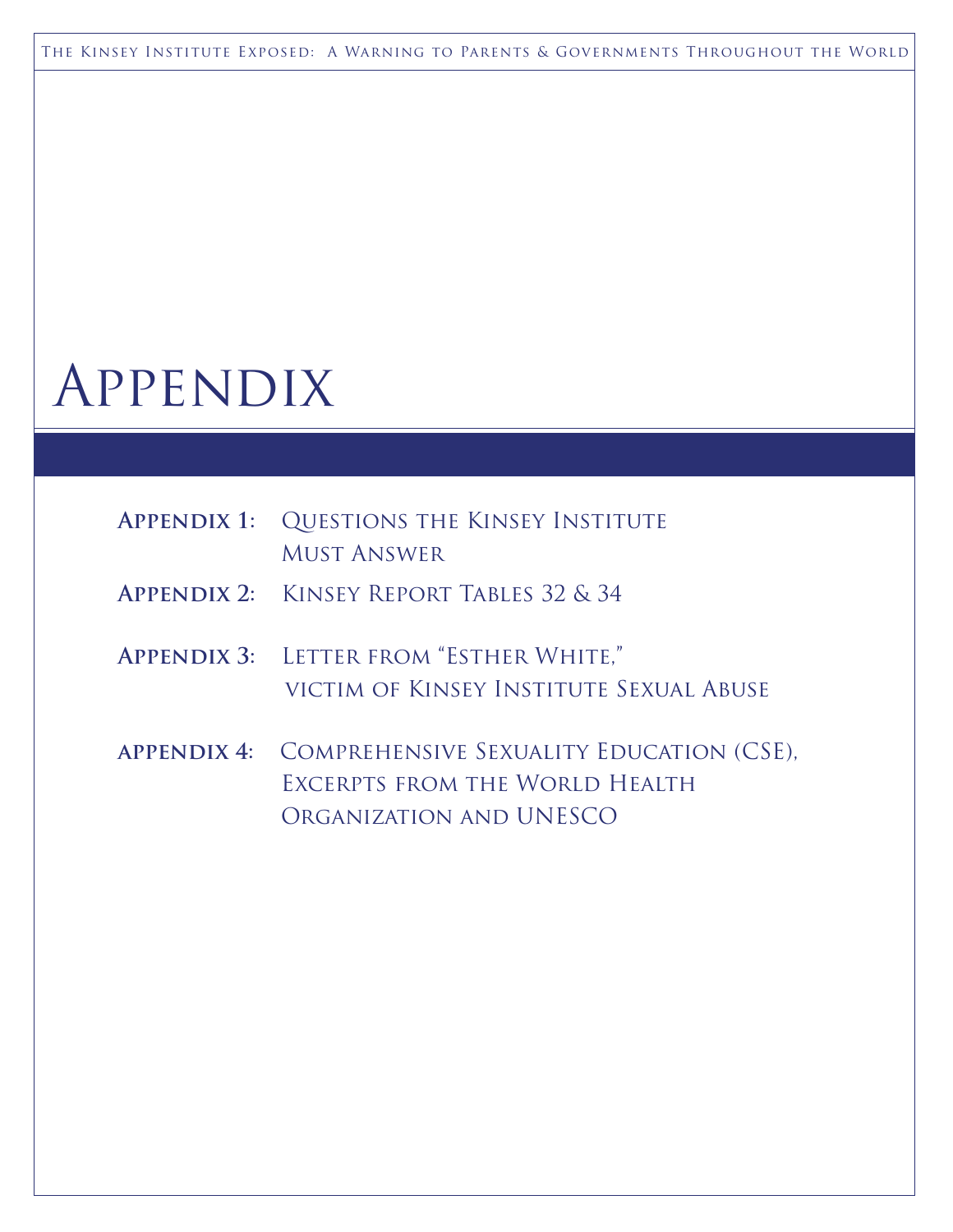# Appendix

**Appendix 1:** Questions the Kinsey Institute Must Answer

**Appendix 2:** Kinsey Report Tables 32 & 34

**Appendix 3:** Letter from "Esther White," victim of Kinsey Institute Sexual Abuse

**appendix 4:** Comprehensive Sexuality Education (CSE), Excerpts from the World Health Organization and UNESCO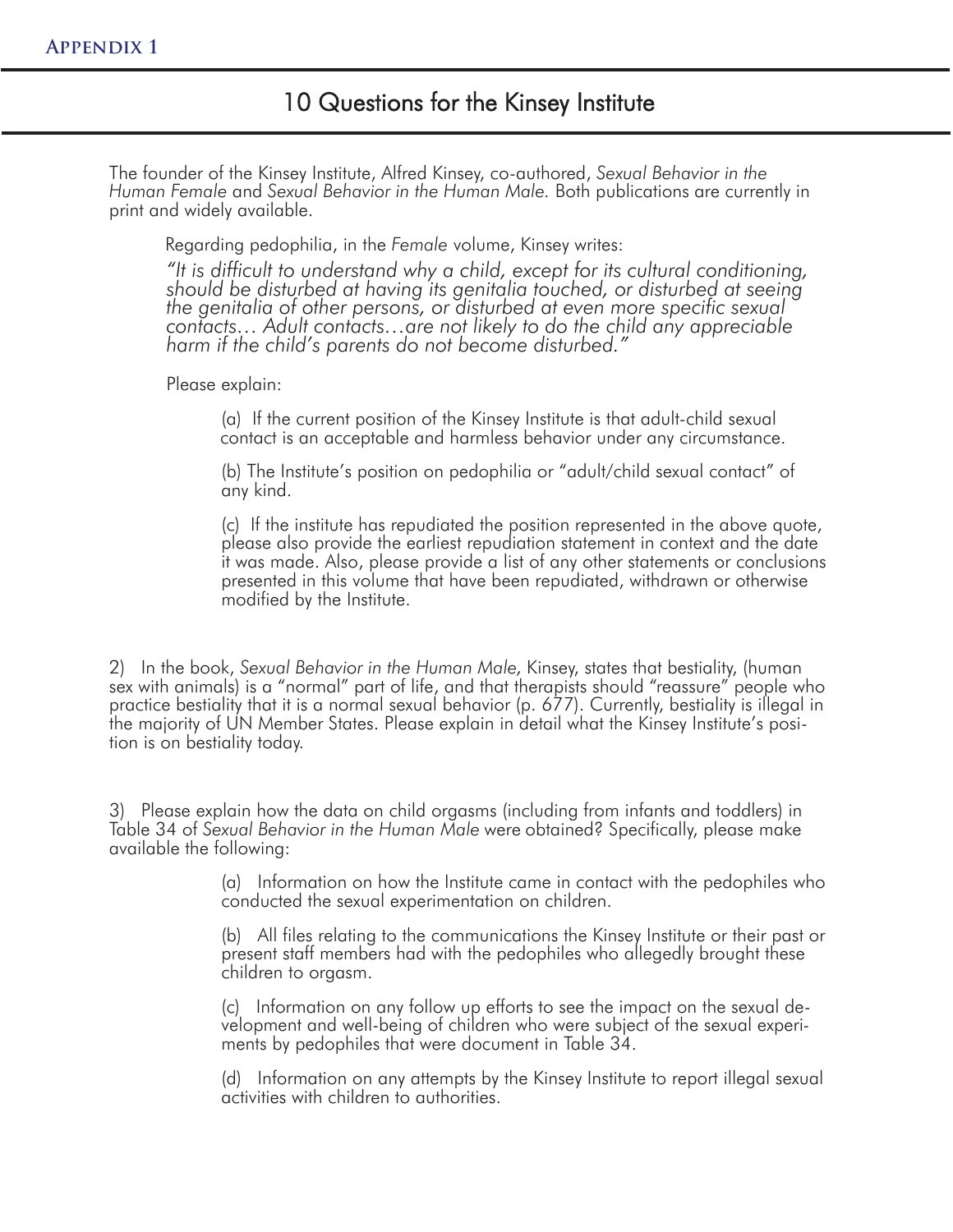**Appendix 1**

# 10 Questions for the Kinsey Institute

The founder of the Kinsey Institute, Alfred Kinsey, co-authored, *Sexual Behavior in the Human Female* and *Sexual Behavior in the Human Male.* Both publications are currently in print and widely available.

Regarding pedophilia, in the *Female* volume, Kinsey writes:

*"It is difficult to understand why a child, except for its cultural conditioning, should be disturbed at having its genitalia touched, or disturbed at seeing the genitalia of other persons, or disturbed at even more specific sexual contacts… Adult contacts…are not likely to do the child any appreciable harm if the child's parents do not become disturbed."*

Please explain:

(a) If the current position of the Kinsey Institute is that adult-child sexual contact is an acceptable and harmless behavior under any circumstance.

(b) The Institute's position on pedophilia or "adult/child sexual contact" of any kind.

(c) If the institute has repudiated the position represented in the above quote, please also provide the earliest repudiation statement in context and the date it was made. Also, please provide a list of any other statements or conclusions presented in this volume that have been repudiated, withdrawn or otherwise modified by the Institute.

2) In the book, *Sexual Behavior in the Human Male,* Kinsey, states that bestiality, (human sex with animals) is a "normal" part of life, and that therapists should "reassure" people who practice bestiality that it is a normal sexual behavior (p. 677). Currently, bestiality is illegal in the majority of UN Member States. Please explain in detail what the Kinsey Institute's position is on bestiality today.

3) Please explain how the data on child orgasms (including from infants and toddlers) in Table 34 of *Sexual Behavior in the Human Male* were obtained? Specifically, please make available the following:

(a) Information on how the Institute came in contact with the pedophiles who conducted the sexual experimentation on children.

(b) All files relating to the communications the Kinsey Institute or their past or present staff members had with the pedophiles who allegedly brought these children to orgasm.

(c) Information on any follow up efforts to see the impact on the sexual development and well-being of children who were subject of the sexual experiments by pedophiles that were document in Table 34.

(d) Information on any attempts by the Kinsey Institute to report illegal sexual activities with children to authorities.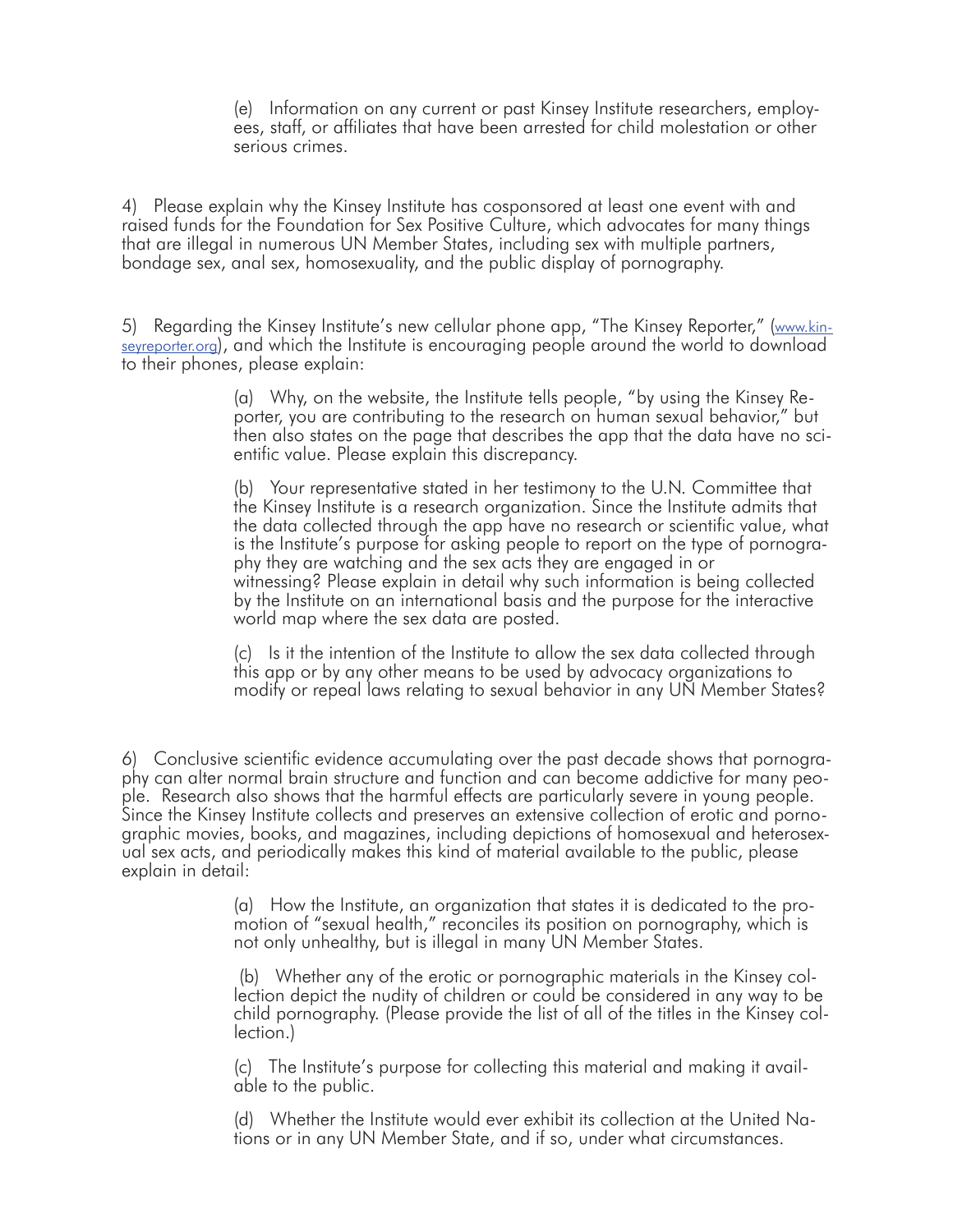(e) Information on any current or past Kinsey Institute researchers, employees, staff, or affiliates that have been arrested for child molestation or other serious crimes.

4) Please explain why the Kinsey Institute has cosponsored at least one event with and raised funds for the Foundation for Sex Positive Culture, which advocates for many things that are illegal in numerous UN Member States, including sex with multiple partners, bondage sex, anal sex, homosexuality, and the public display of pornography.

5) Regarding the Kinsey Institute's new cellular phone app, "The Kinsey Reporter," (www.kinseyreporter.org), and which the Institute is encouraging people around the world to download to their phones, please explain:

(a) Why, on the website, the Institute tells people, "by using the Kinsey Reporter, you are contributing to the research on human sexual behavior," but then also states on the page that describes the app that the data have no scientific value. Please explain this discrepancy.

(b) Your representative stated in her testimony to the U.N. Committee that the Kinsey Institute is a research organization. Since the Institute admits that the data collected through the app have no research or scientific value, what is the Institute's purpose for asking people to report on the type of pornography they are watching and the sex acts they are engaged in or witnessing? Please explain in detail why such information is being collected by the Institute on an international basis and the purpose for the interactive world map where the sex data are posted.

(c) Is it the intention of the Institute to allow the sex data collected through this app or by any other means to be used by advocacy organizations to modify or repeal laws relating to sexual behavior in any UN Member States?

6) Conclusive scientific evidence accumulating over the past decade shows that pornography can alter normal brain structure and function and can become addictive for many people. Research also shows that the harmful effects are particularly severe in young people. Since the Kinsey Institute collects and preserves an extensive collection of erotic and pornographic movies, books, and magazines, including depictions of homosexual and heterosexual sex acts, and periodically makes this kind of material available to the public, please explain in detail:

(a) How the Institute, an organization that states it is dedicated to the promotion of "sexual health," reconciles its position on pornography, which is not only unhealthy, but is illegal in many UN Member States.

(b) Whether any of the erotic or pornographic materials in the Kinsey collection depict the nudity of children or could be considered in any way to be child pornography. (Please provide the list of all of the titles in the Kinsey collection.)

(c) The Institute's purpose for collecting this material and making it available to the public.

(d) Whether the Institute would ever exhibit its collection at the United Nations or in any UN Member State, and if so, under what circumstances.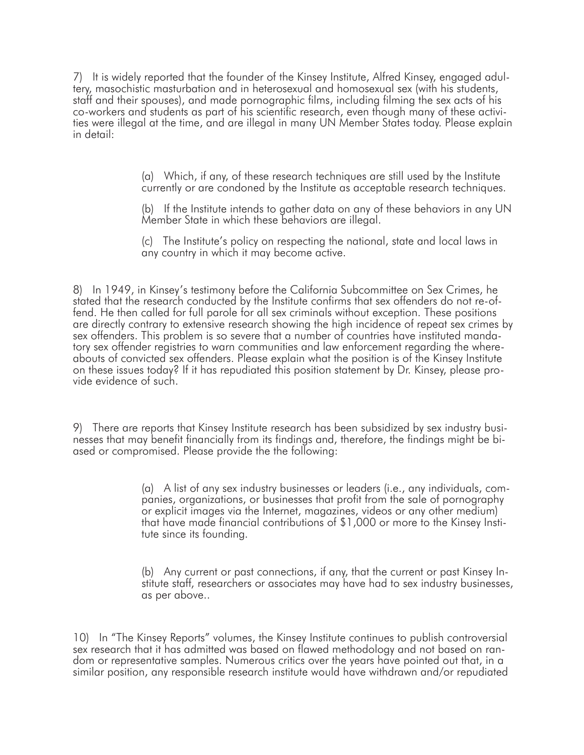7) It is widely reported that the founder of the Kinsey Institute, Alfred Kinsey, engaged adultery, masochistic masturbation and in heterosexual and homosexual sex (with his students, staff and their spouses), and made pornographic films, including filming the sex acts of his co-workers and students as part of his scientific research, even though many of these activities were illegal at the time, and are illegal in many UN Member States today. Please explain in detail:

> (a) Which, if any, of these research techniques are still used by the Institute currently or are condoned by the Institute as acceptable research techniques.
>
> (b) If the Institute intends to gather data on any of these behaviors in any UN Member State in which these behaviors are illegal.
>
> (c) The Institute's policy on respecting the national, state and local laws in any country in which it may become active.

8) In 1949, in Kinsey's testimony before the California Subcommittee on Sex Crimes, he stated that the research conducted by the Institute confirms that sex offenders do not re-offend. He then called for full parole for all sex criminals without exception. These positions are directly contrary to extensive research showing the high incidence of repeat sex crimes by sex offenders. This problem is so severe that a number of countries have instituted mandatory sex offender registries to warn communities and law enforcement regarding the whereabouts of convicted sex offenders. Please explain what the position is of the Kinsey Institute on these issues today? If it has repudiated this position statement by Dr. Kinsey, please provide evidence of such.

9) There are reports that Kinsey Institute research has been subsidized by sex industry businesses that may benefit financially from its findings and, therefore, the findings might be biased or compromised. Please provide the the following:

> (a) A list of any sex industry businesses or leaders (i.e., any individuals, companies, organizations, or businesses that profit from the sale of pornography or explicit images via the Internet, magazines, videos or any other medium) that have made financial contributions of $1,000 or more to the Kinsey Institute since its founding.
>
> (b) Any current or past connections, if any, that the current or past Kinsey Institute staff, researchers or associates may have had to sex industry businesses, as per above..

10) In "The Kinsey Reports" volumes, the Kinsey Institute continues to publish controversial sex research that it has admitted was based on flawed methodology and not based on random or representative samples. Numerous critics over the years have pointed out that, in a similar position, any responsible research institute would have withdrawn and/or repudiated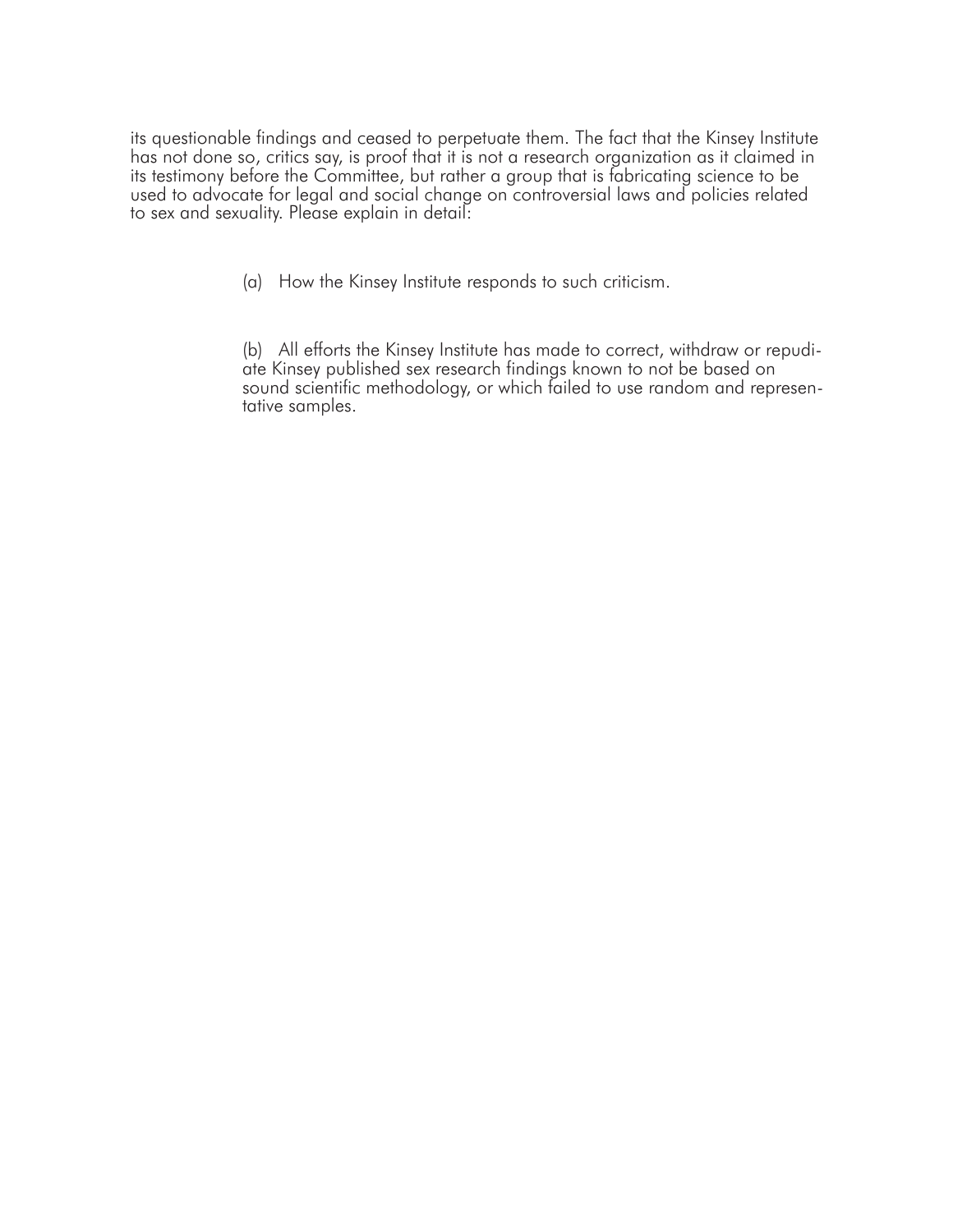its questionable findings and ceased to perpetuate them. The fact that the Kinsey Institute has not done so, critics say, is proof that it is not a research organization as it claimed in its testimony before the Committee, but rather a group that is fabricating science to be used to advocate for legal and social change on controversial laws and policies related to sex and sexuality. Please explain in detail:

(a) How the Kinsey Institute responds to such criticism.

(b) All efforts the Kinsey Institute has made to correct, withdraw or repudiate Kinsey published sex research findings known to not be based on sound scientific methodology, or which failed to use random and representative samples.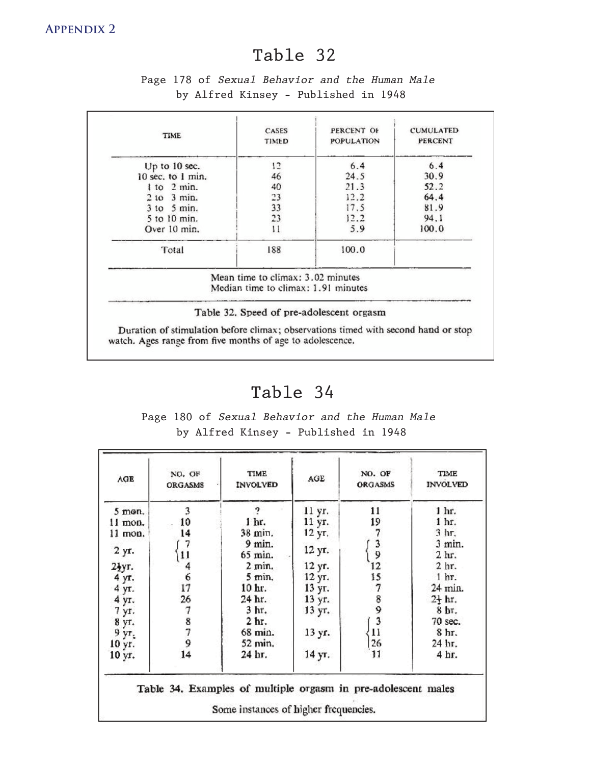# Appendix 2

## Table 32

Page 178 of *Sexual Behavior and the Human Male*
by Alfred Kinsey - Published in 1948

| TIME | CASES TIMED | PERCENT OF POPULATION | CUMULATED PERCENT |
|---|---|---|---|
| Up to 10 sec. | 12 | 6.4 | 6.4 |
| 10 sec. to 1 min. | 46 | 24.5 | 30.9 |
| 1 to 2 min. | 40 | 21.3 | 52.2 |
| 2 to 3 min. | 23 | 12.2 | 64.4 |
| 3 to 5 min. | 33 | 17.5 | 81.9 |
| 5 to 10 min. | 23 | 12.2 | 94.1 |
| Over 10 min. | 11 | 5.9 | 100.0 |
| Total | 188 | 100.0 | |

Mean time to climax: 3.02 minutes
Median time to climax: 1.91 minutes

Table 32. Speed of pre-adolescent orgasm

Duration of stimulation before climax; observations timed with second hand or stop watch. Ages range from five months of age to adolescence.

## Table 34

Page 180 of *Sexual Behavior and the Human Male*
by Alfred Kinsey - Published in 1948

| AGE | NO. OF ORGASMS | TIME INVOLVED | AGE | NO. OF ORGASMS | TIME INVOLVED |
|---|---|---|---|---|---|
| 5 mon. | 3 | ? | 11 yr. | 11 | 1 hr. |
| 11 mon. | 10 | 1 hr. | 11 yr. | 19 | 1 hr. |
| 11 mon. | 14 | 38 min. | 12 yr. | 7 | 3 hr. |
| 2 yr. | 7 | 9 min. | 12 yr. | 3 | 3 min. |
| | 11 | 65 min. | | 9 | 2 hr. |
| 2½ yr. | 4 | 2 min. | 12 yr. | 12 | 2 hr. |
| 4 yr. | 6 | 5 min. | 12 yr. | 15 | 1 hr. |
| 4 yr. | 17 | 10 hr. | 13 yr. | 7 | 24 min. |
| 4 yr. | 26 | 24 hr. | 13 yr. | 8 | 2½ hr. |
| 7 yr. | 7 | 3 hr. | 13 yr. | 9 | 8 hr. |
| 8 yr. | 8 | 2 hr. | 13 yr. | 3 | 70 sec. |
| 9 yr. | 7 | 68 min. | | 11 | 8 hr. |
| 10 yr. | 9 | 52 min. | | 26 | 24 hr. |
| 10 yr. | 14 | 24 hr. | 14 yr. | 11 | 4 hr. |

Table 34. Examples of multiple orgasm in pre-adolescent males

Some instances of higher frequencies.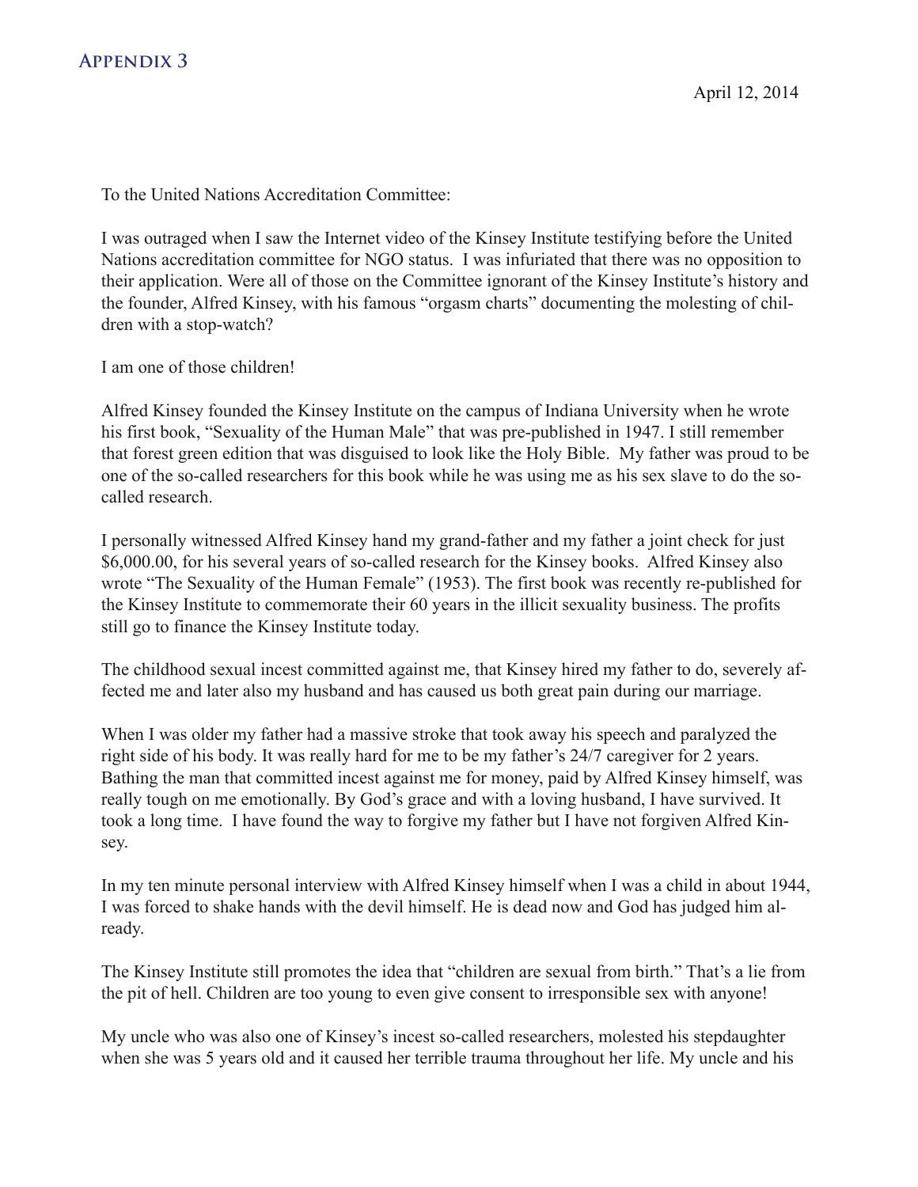## Appendix 3

April 12, 2014

To the United Nations Accreditation Committee:

I was outraged when I saw the Internet video of the Kinsey Institute testifying before the United Nations accreditation committee for NGO status. I was infuriated that there was no opposition to their application. Were all of those on the Committee ignorant of the Kinsey Institute's history and the founder, Alfred Kinsey, with his famous "orgasm charts" documenting the molesting of children with a stop-watch?

I am one of those children!

Alfred Kinsey founded the Kinsey Institute on the campus of Indiana University when he wrote his first book, "Sexuality of the Human Male" that was pre-published in 1947. I still remember that forest green edition that was disguised to look like the Holy Bible. My father was proud to be one of the so-called researchers for this book while he was using me as his sex slave to do the so-called research.

I personally witnessed Alfred Kinsey hand my grand-father and my father a joint check for just $6,000.00, for his several years of so-called research for the Kinsey books. Alfred Kinsey also wrote "The Sexuality of the Human Female" (1953). The first book was recently re-published for the Kinsey Institute to commemorate their 60 years in the illicit sexuality business. The profits still go to finance the Kinsey Institute today.

The childhood sexual incest committed against me, that Kinsey hired my father to do, severely affected me and later also my husband and has caused us both great pain during our marriage.

When I was older my father had a massive stroke that took away his speech and paralyzed the right side of his body. It was really hard for me to be my father's 24/7 caregiver for 2 years. Bathing the man that committed incest against me for money, paid by Alfred Kinsey himself, was really tough on me emotionally. By God's grace and with a loving husband, I have survived. It took a long time. I have found the way to forgive my father but I have not forgiven Alfred Kinsey.

In my ten minute personal interview with Alfred Kinsey himself when I was a child in about 1944, I was forced to shake hands with the devil himself. He is dead now and God has judged him already.

The Kinsey Institute still promotes the idea that "children are sexual from birth." That's a lie from the pit of hell. Children are too young to even give consent to irresponsible sex with anyone!

My uncle who was also one of Kinsey's incest so-called researchers, molested his stepdaughter when she was 5 years old and it caused her terrible trauma throughout her life. My uncle and his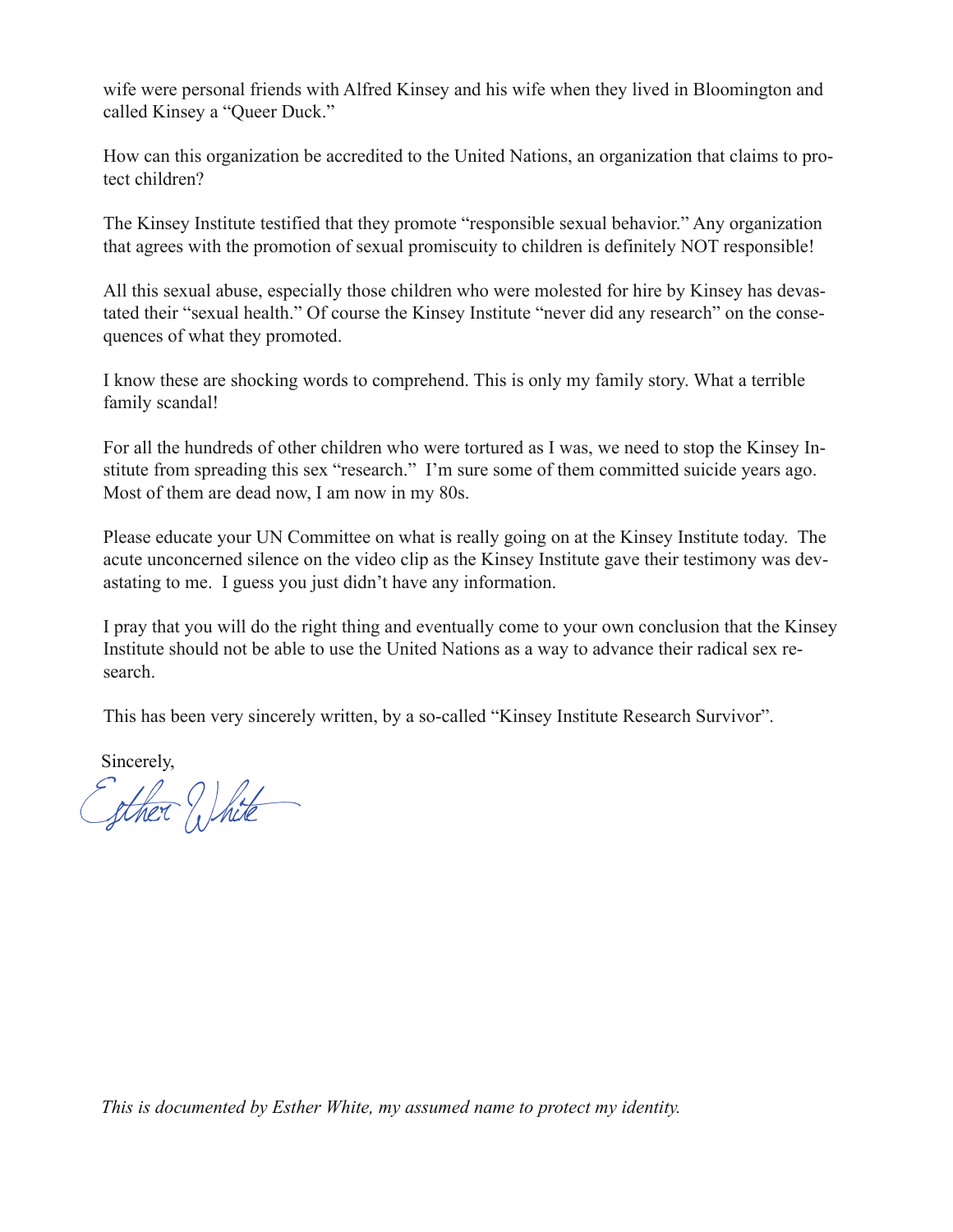wife were personal friends with Alfred Kinsey and his wife when they lived in Bloomington and called Kinsey a "Queer Duck."

How can this organization be accredited to the United Nations, an organization that claims to protect children?

The Kinsey Institute testified that they promote "responsible sexual behavior." Any organization that agrees with the promotion of sexual promiscuity to children is definitely NOT responsible!

All this sexual abuse, especially those children who were molested for hire by Kinsey has devastated their "sexual health." Of course the Kinsey Institute "never did any research" on the consequences of what they promoted.

I know these are shocking words to comprehend. This is only my family story. What a terrible family scandal!

For all the hundreds of other children who were tortured as I was, we need to stop the Kinsey Institute from spreading this sex "research." I'm sure some of them committed suicide years ago. Most of them are dead now, I am now in my 80s.

Please educate your UN Committee on what is really going on at the Kinsey Institute today. The acute unconcerned silence on the video clip as the Kinsey Institute gave their testimony was devastating to me. I guess you just didn't have any information.

I pray that you will do the right thing and eventually come to your own conclusion that the Kinsey Institute should not be able to use the United Nations as a way to advance their radical sex research.

This has been very sincerely written, by a so-called "Kinsey Institute Research Survivor".

Sincerely,

Esther White

*This is documented by Esther White, my assumed name to protect my identity.*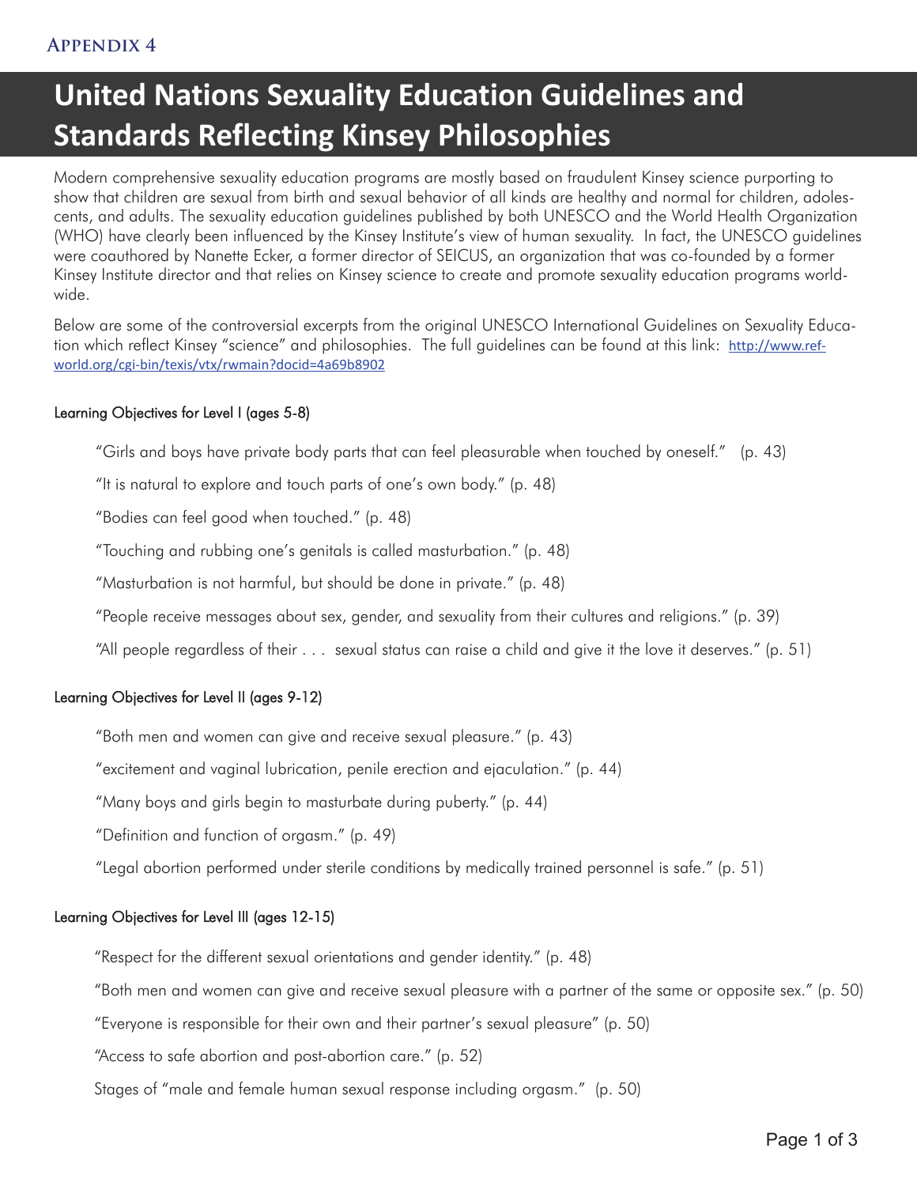## Appendix 4

# United Nations Sexuality Education Guidelines and Standards Reflecting Kinsey Philosophies

Modern comprehensive sexuality education programs are mostly based on fraudulent Kinsey science purporting to show that children are sexual from birth and sexual behavior of all kinds are healthy and normal for children, adolescents, and adults. The sexuality education guidelines published by both UNESCO and the World Health Organization (WHO) have clearly been influenced by the Kinsey Institute's view of human sexuality. In fact, the UNESCO guidelines were coauthored by Nanette Ecker, a former director of SEICUS, an organization that was co-founded by a former Kinsey Institute director and that relies on Kinsey science to create and promote sexuality education programs worldwide.

Below are some of the controversial excerpts from the original UNESCO International Guidelines on Sexuality Education which reflect Kinsey "science" and philosophies. The full guidelines can be found at this link: http://www.refworld.org/cgi-bin/texis/vtx/rwmain?docid=4a69b8902

#### Learning Objectives for Level I (ages 5-8)

"Girls and boys have private body parts that can feel pleasurable when touched by oneself." (p. 43)

"It is natural to explore and touch parts of one's own body." (p. 48)

"Bodies can feel good when touched." (p. 48)

"Touching and rubbing one's genitals is called masturbation." (p. 48)

"Masturbation is not harmful, but should be done in private." (p. 48)

"People receive messages about sex, gender, and sexuality from their cultures and religions." (p. 39)

"All people regardless of their . . . sexual status can raise a child and give it the love it deserves." (p. 51)

#### Learning Objectives for Level II (ages 9-12)

"Both men and women can give and receive sexual pleasure." (p. 43)

"excitement and vaginal lubrication, penile erection and ejaculation." (p. 44)

"Many boys and girls begin to masturbate during puberty." (p. 44)

"Definition and function of orgasm." (p. 49)

"Legal abortion performed under sterile conditions by medically trained personnel is safe." (p. 51)

#### Learning Objectives for Level III (ages 12-15)

"Respect for the different sexual orientations and gender identity." (p. 48)

"Both men and women can give and receive sexual pleasure with a partner of the same or opposite sex." (p. 50)

"Everyone is responsible for their own and their partner's sexual pleasure" (p. 50)

"Access to safe abortion and post-abortion care." (p. 52)

Stages of "male and female human sexual response including orgasm." (p. 50)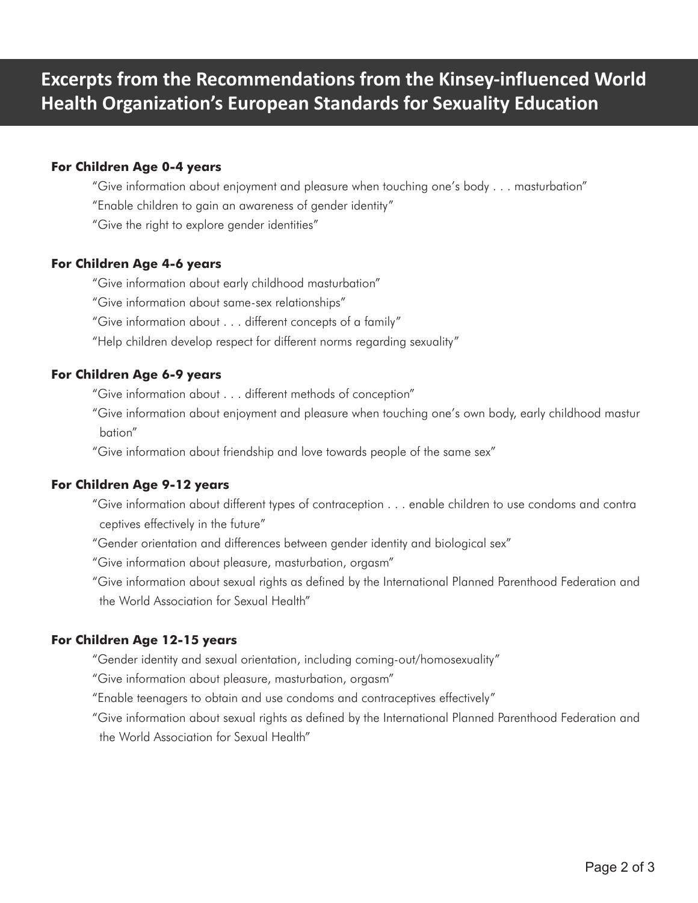# Excerpts from the Recommendations from the Kinsey-influenced World Health Organization's European Standards for Sexuality Education

**For Children Age 0-4 years**

"Give information about enjoyment and pleasure when touching one's body . . . masturbation"

"Enable children to gain an awareness of gender identity"

"Give the right to explore gender identities"

**For Children Age 4-6 years**

"Give information about early childhood masturbation"

"Give information about same-sex relationships"

"Give information about . . . different concepts of a family"

"Help children develop respect for different norms regarding sexuality"

**For Children Age 6-9 years**

"Give information about . . . different methods of conception"

"Give information about enjoyment and pleasure when touching one's own body, early childhood masturbation"

"Give information about friendship and love towards people of the same sex"

**For Children Age 9-12 years**

"Give information about different types of contraception . . . enable children to use condoms and contraceptives effectively in the future"

"Gender orientation and differences between gender identity and biological sex"

"Give information about pleasure, masturbation, orgasm"

"Give information about sexual rights as defined by the International Planned Parenthood Federation and the World Association for Sexual Health"

**For Children Age 12-15 years**

"Gender identity and sexual orientation, including coming-out/homosexuality"

"Give information about pleasure, masturbation, orgasm"

"Enable teenagers to obtain and use condoms and contraceptives effectively"

"Give information about sexual rights as defined by the International Planned Parenthood Federation and the World Association for Sexual Health"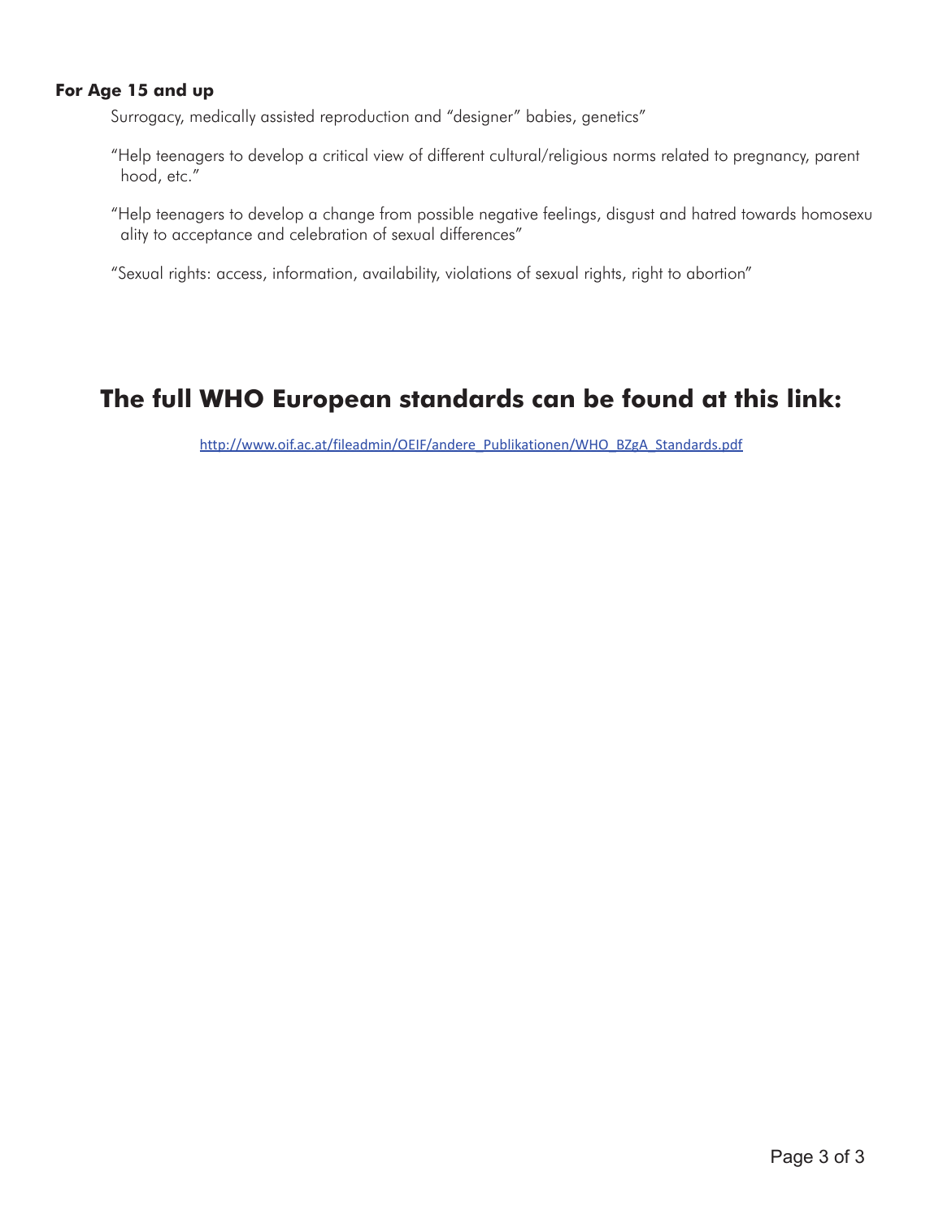**For Age 15 and up**

Surrogacy, medically assisted reproduction and "designer" babies, genetics"

"Help teenagers to develop a critical view of different cultural/religious norms related to pregnancy, parent hood, etc."

"Help teenagers to develop a change from possible negative feelings, disgust and hatred towards homosexu ality to acceptance and celebration of sexual differences"

"Sexual rights: access, information, availability, violations of sexual rights, right to abortion"

## The full WHO European standards can be found at this link:

http://www.oif.ac.at/fileadmin/OEIF/andere_Publikationen/WHO_BZgA_Standards.pdf